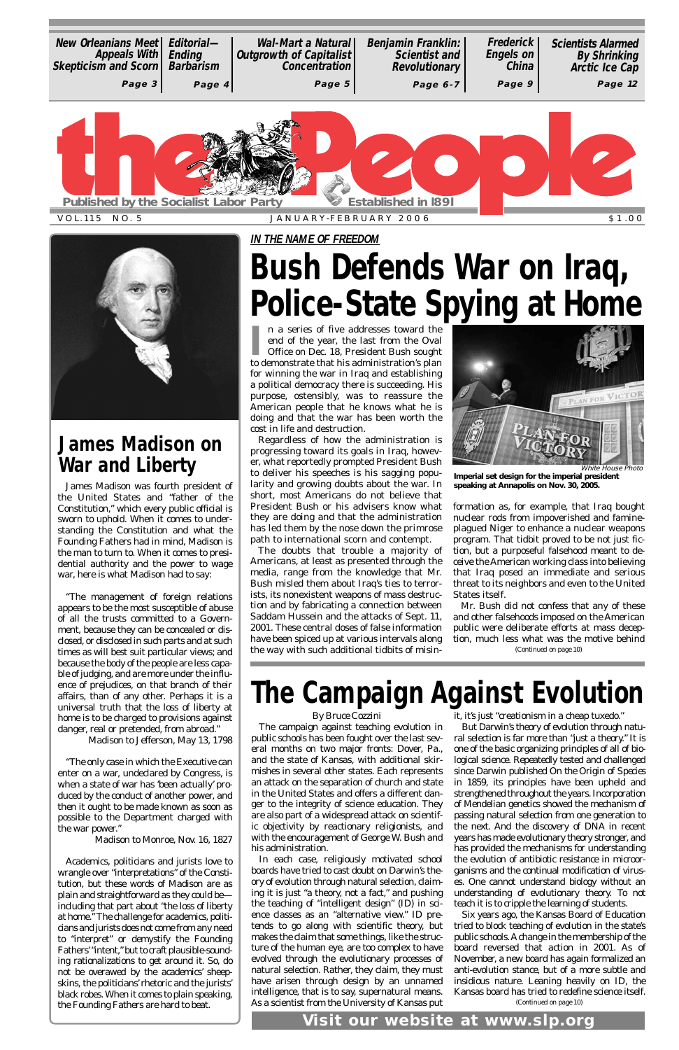New Orleanians Meet Appeals With Skepticism and Scorn — Page 3 | Editorial— Ending Barbarism — Page 4 | Wal-Mart a Natural Outgrowth of Capitalist Concentration — Page 5 | Benjamin Franklin: Scientist and Revolutionary — Page 6-7 | Frederick Engels on China — Page 9 | Scientists Alarmed By Shrinking Arctic Ice Cap — Page 12

# the People

Published by the Socialist Labor Party — Established in 1891

VOL.115 NO. 5 — JANUARY-FEBRUARY 2006 — $1.00

## James Madison on War and Liberty

James Madison was fourth president of the United States and "father of the Constitution," which every public official is sworn to uphold. When it comes to understanding the Constitution and what the Founding Fathers had in mind, Madison is the man to turn to. When it comes to presidential authority and the power to wage war, here is what Madison had to say:

"The management of foreign relations appears to be the most susceptible of abuse of all the trusts committed to a Government, because they can be concealed or disclosed, or disclosed in such parts and at such times as will best suit particular views; and because the body of the people are less capable of judging, and are more under the influence of prejudices, on that branch of their affairs, than of any other. Perhaps it is a universal truth that the loss of liberty at home is to be charged to provisions against danger, real or pretended, from abroad."

Madison to Jefferson, May 13, 1798

"The only case in which the Executive can enter on a war, undeclared by Congress, is when a state of war has 'been actually' produced by the conduct of another power, and then it ought to be made known as soon as possible to the Department charged with the war power."

Madison to Monroe, Nov. 16, 1827

Academics, politicians and jurists love to wrangle over "interpretations" of the Constitution, but these words of Madison are as plain and straightforward as they could be—including that part about "the loss of liberty at home." The challenge for academics, politicians and jurists does not come from any need to "interpret" or demystify the Founding Fathers' "intent," but to craft plausible-sounding rationalizations to get around it. So, do not be overawed by the academics' sheepskins, the politicians' rhetoric and the jurists' black robes. When it comes to plain speaking, the Founding Fathers are hard to beat.

*IN THE NAME OF FREEDOM*

# Bush Defends War on Iraq, Police-State Spying at Home

In a series of five addresses toward the end of the year, the last from the Oval Office on Dec. 18, President Bush sought to demonstrate that his administration's plan for winning the war in Iraq and establishing a political democracy there is succeeding. His purpose, ostensibly, was to reassure the American people that he knows what he is doing and that the war has been worth the cost in life and destruction.

Regardless of how the administration is progressing toward its goals in Iraq, however, what reportedly prompted President Bush to deliver his speeches is his sagging popularity and growing doubts about the war. In short, most Americans do not believe that President Bush or his advisers know what they are doing and that the administration has led them by the nose down the primrose path to international scorn and contempt.

The doubts that trouble a majority of Americans, at least as presented through the media, range from the knowledge that Mr. Bush misled them about Iraq's ties to terrorists, its nonexistent weapons of mass destruction and by fabricating a connection between Saddam Hussein and the attacks of Sept. 11, 2001. These central doses of false information have been spiced up at various intervals along the way with such additional tidbits of misinformation as, for example, that Iraq bought nuclear rods from impoverished and famine-plagued Niger to enhance a nuclear weapons program. That tidbit proved to be not just fiction, but a purposeful falsehood meant to deceive the American working class into believing that Iraq posed an immediate and serious threat to its neighbors and even to the United States itself.

White House Photo
**Imperial set design for the imperial president speaking at Annapolis on Nov. 30, 2005.**

Mr. Bush did not confess that any of these and other falsehoods imposed on the American public were deliberate efforts at mass deception, much less what was the motive behind

(Continued on page 10)

# The Campaign Against Evolution

By Bruce Cozzini

The campaign against teaching evolution in public schools has been fought over the last several months on two major fronts: Dover, Pa., and the state of Kansas, with additional skirmishes in several other states. Each represents an attack on the separation of church and state in the United States and offers a different danger to the integrity of science education. They are also part of a widespread attack on scientific objectivity by reactionary religionists, and with the encouragement of George W. Bush and his administration.

In each case, religiously motivated school boards have tried to cast doubt on Darwin's theory of evolution through natural selection, claiming it is just "a theory, not a fact," and pushing the teaching of "intelligent design" (ID) in science classes as an "alternative view." ID pretends to go along with scientific theory, but makes the claim that some things, like the structure of the human eye, are too complex to have evolved through the evolutionary processes of natural selection. Rather, they claim, they must have arisen through design by an unnamed intelligence, that is to say, supernatural means. As a scientist from the University of Kansas put it, it's just "creationism in a cheap tuxedo."

But Darwin's theory of evolution through natural selection is far more than "just a theory." It is one of the basic organizing principles of all of biological science. Repeatedly tested and challenged since Darwin published On the Origin of Species in 1859, its principles have been upheld and strengthened throughout the years. Incorporation of Mendelian genetics showed the mechanism of passing natural selection from one generation to the next. And the discovery of DNA in recent years has made evolutionary theory stronger, and has provided the mechanisms for understanding the evolution of antibiotic resistance in microorganisms and the continual modification of viruses. One cannot understand biology without an understanding of evolutionary theory. To not teach it is to cripple the learning of students.

Six years ago, the Kansas Board of Education tried to block teaching of evolution in the state's public schools. A change in the membership of the board reversed that action in 2001. As of November, a new board has again formalized an anti-evolution stance, but of a more subtle and insidious nature. Leaning heavily on ID, the Kansas board has tried to redefine science itself.

(Continued on page 10)

**Visit our website at www.slp.org**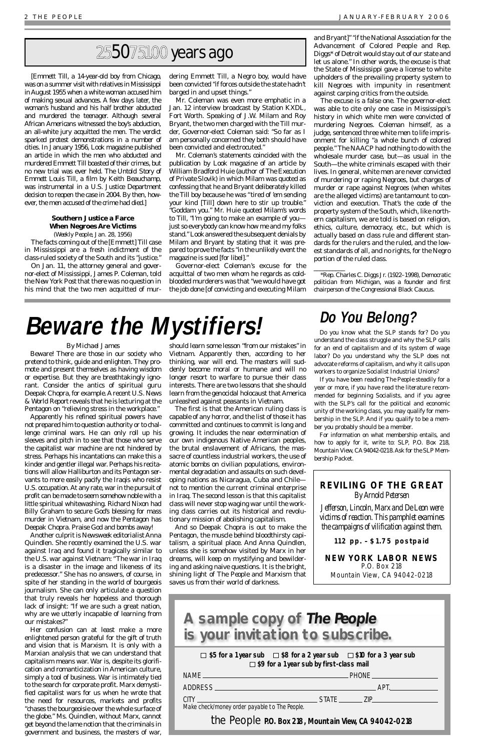# 25 50 75 100 years ago

[Emmett Till, a 14-year-old boy from Chicago, was on a summer visit with relatives in Mississippi in August 1955 when a white woman accused him of making sexual advances. A few days later, the woman's husband and his half brother abducted and murdered the teenager. Although several African Americans witnessed the boy's abduction, an all-white jury acquitted the men. The verdict sparked protest demonstrations in a number of cities. In January 1956, *Look* magazine published an article in which the men who abducted and murdered Emmett Till boasted of their crimes, but no new trial was ever held. *The Untold Story of Emmett Louis Till*, a film by Keith Beauchamp, was instrumental in a U.S. Justice Department decision to reopen the case in 2004. By then, however, the men accused of the crime had died.]

**Southern Justice a Farce When Negroes Are Victims**

(*Weekly People*, Jan. 28, 1956)

The facts coming out of the [Emmett] Till case in Mississippi are a fresh indictment of the class-ruled society of the South and its "justice."

On Jan. 11, the attorney general and governor-elect of Mississippi, James P. Coleman, told the *New York Post* that there was no question in his mind that the two men acquitted of murdering Emmett Till, a Negro boy, would have been convicted "if forces outside the state hadn't barged in and upset things."

Mr. Coleman was even more emphatic in a Jan. 12 interview broadcast by Station KXDL, Fort Worth. Speaking of J.W. Milam and Roy Bryant, the two men charged with the Till murder, Governor-elect Coleman said: "So far as I am personally concerned they both should have been convicted and electrocuted."

Mr. Coleman's statements coincided with the publication by *Look* magazine of an article by William Bradford Huie (author of *The Execution of Private Slovik*) in which Milam was quoted as confessing that he and Bryant deliberately killed the Till boy because he was "tired of 'em sending your kind [Till] down here to stir up trouble." "Goddam you." Mr. Huie quoted Milam's words to Till, "I'm going to make an example of you—just so everybody can know how me and my folks stand." *Look* answered the subsequent denials by Milam and Bryant by stating that it was prepared to prove the facts "in the unlikely event the magazine is sued [for libel]."

Governor-elect Coleman's excuse for the acquittal of two men whom he regards as cold-blooded murderers was that "we would have got the job done [of convicting and executing Milam and Bryant]" "if the National Association for the Advancement of Colored People and Rep. Diggs* of Detroit would stay out of our state and let us alone." In other words, the excuse is that the State of Mississippi gave a license to white upholders of the prevailing property system to kill Negroes with impunity in resentment against carping critics from the outside.

The excuse is a false one. The governor-elect was able to cite only one case in Mississippi's history in which white men were convicted of murdering Negroes. Coleman himself, as a judge, sentenced three white men to life imprisonment for killing "a whole bunch of colored people." The NAACP had nothing to do with the wholesale murder case, but—as usual in the South—the white criminals escaped with their lives. In general, white men are never convicted of murdering or raping Negroes, but charges of murder or rape against Negroes (when whites are the alleged victims) are tantamount to conviction and execution. That's the code of the property system of the South, which, like northern capitalism, we are told is based on religion, ethics, culture, democracy, etc., but which is actually based on class rule and different standards for the rulers and the ruled, and the lowest standards of all, and no rights, for the Negro portion of the ruled class.

---

*Rep. Charles C. Diggs Jr. (1922–1998), Democratic politician from Michigan, was a founder and first chairperson of the Congressional Black Caucus.

# Beware the Mystifiers!

By Michael James

Beware! There are those in our society who pretend to think, guide and enlighten. They promote and present themselves as having wisdom or expertise. But they are breathtakingly ignorant. Consider the antics of spiritual guru Deepak Chopra, for example. A recent *U.S. News & World Report* reveals that he is lecturing at the Pentagon on "relieving stress in the workplace."

Apparently his refined spiritual powers have not prepared him to question authority or to challenge criminal wars. He can only roll up his sleeves and pitch in to see that those who serve the capitalist war machine are not hindered by stress. Perhaps his incantations can make this a kinder and gentler illegal war. Perhaps his recitations will allow Halliburton and its Pentagon servants to more easily pacify the Iraqis who resist U.S. occupation. At any rate, war in the pursuit of profit can be made to seem somehow noble with a little spiritual whitewashing. Richard Nixon had Billy Graham to secure God's blessing for mass murder in Vietnam, and now the Pentagon has Deepak Chopra. Praise God and bombs away!

Another culprit is *Newsweek* editorialist Anna Quindlen. She recently examined the U.S. war against Iraq and found it tragically similar to the U.S. war against Vietnam: "The war in Iraq is a disaster in the image and likeness of its predecessor." She has no answers, of course, in spite of her standing in the world of bourgeois journalism. She can only articulate a question that truly reveals her hopeless and thorough lack of insight: "If we are such a great nation, why are we utterly incapable of learning from our mistakes?"

Her confusion can at least make a more enlightened person grateful for the gift of truth and vision that is Marxism. It is only with a Marxian analysis that we can understand that capitalism means war. War is, despite its glorification and romanticization in American culture, simply a tool of business. War is intimately tied to the search for corporate profit. Marx demystified capitalist wars for us when he wrote that the need for resources, markets and profits "chases the bourgeoisie over the whole surface of the globe." Ms. Quindlen, without Marx, cannot get beyond the lame notion that the criminals in government and business, the masters of war, should learn some lesson "from our mistakes" in Vietnam. Apparently then, according to her thinking, war will end. The masters will suddenly become moral or humane and will no longer resort to warfare to pursue their class interests. There are two lessons that she should learn from the genocidal holocaust that America unleashed against peasants in Vietnam.

The first is that the American ruling class is capable of any horror, and the list of those it has committed and continues to commit is long and growing. It includes the near extermination of our own indigenous Native American peoples, the brutal enslavement of Africans, the massacre of countless industrial workers, the use of atomic bombs on civilian populations, environmental degradation and assaults on such developing nations as Nicaragua, Cuba and Chile—not to mention the current criminal enterprise in Iraq. The second lesson is that this capitalist class will never stop waging war until the working class carries out its historical and revolutionary mission of abolishing capitalism.

And so Deepak Chopra is out to make the Pentagon, the muscle behind bloodthirsty capitalism, a spiritual place. And Anna Quindlen, unless she is somehow visited by Marx in her dreams, will keep on mystifying and bewildering and asking naive questions. It is the bright, shining light of *The People* and Marxism that saves us from their world of darkness.

## Do You Belong?

Do you know what the SLP stands for? Do you understand the class struggle and why the SLP calls for an end of capitalism and of its system of wage labor? Do you understand why the SLP does not advocate reforms of capitalism, and why it calls upon workers to organize Socialist Industrial Unions?

If you have been reading *The People* steadily for a year or more, if you have read the literature recommended for beginning Socialists, and if you agree with the SLP's call for the political and economic unity of the working class, you may qualify for membership in the SLP. And if you qualify to be a member you probably should be a member.

For information on what membership entails, and how to apply for it, write to: SLP, P.O. Box 218, Mountain View, CA 94042-0218. Ask for the SLP Membership Packet.

**REVILING OF THE GREAT**

*By Arnold Petersen*

*Jefferson, Lincoln, Marx and De Leon were victims of reaction. This pamphlet examines the campaigns of vilification against them.*

**112 pp. – $1.75 postpaid**

**NEW YORK LABOR NEWS**
P.O. Box 218
Mountain View, CA 94042-0218

## A sample copy of *The People* is your invitation to subscribe.

☐ **$5 for a 1 year sub** ☐ **$8 for a 2 year sub** ☐ **$10 for a 3 year sub**
☐ **$9 for a 1 year sub by first-class mail**

NAME ________________ PHONE ________

ADDRESS ________________ APT. ______

CITY ________________ STATE ______ ZIP ________

Make check/money order payable to The People.

the People **P.O. Box 218, Mountain View, CA 94042-0218**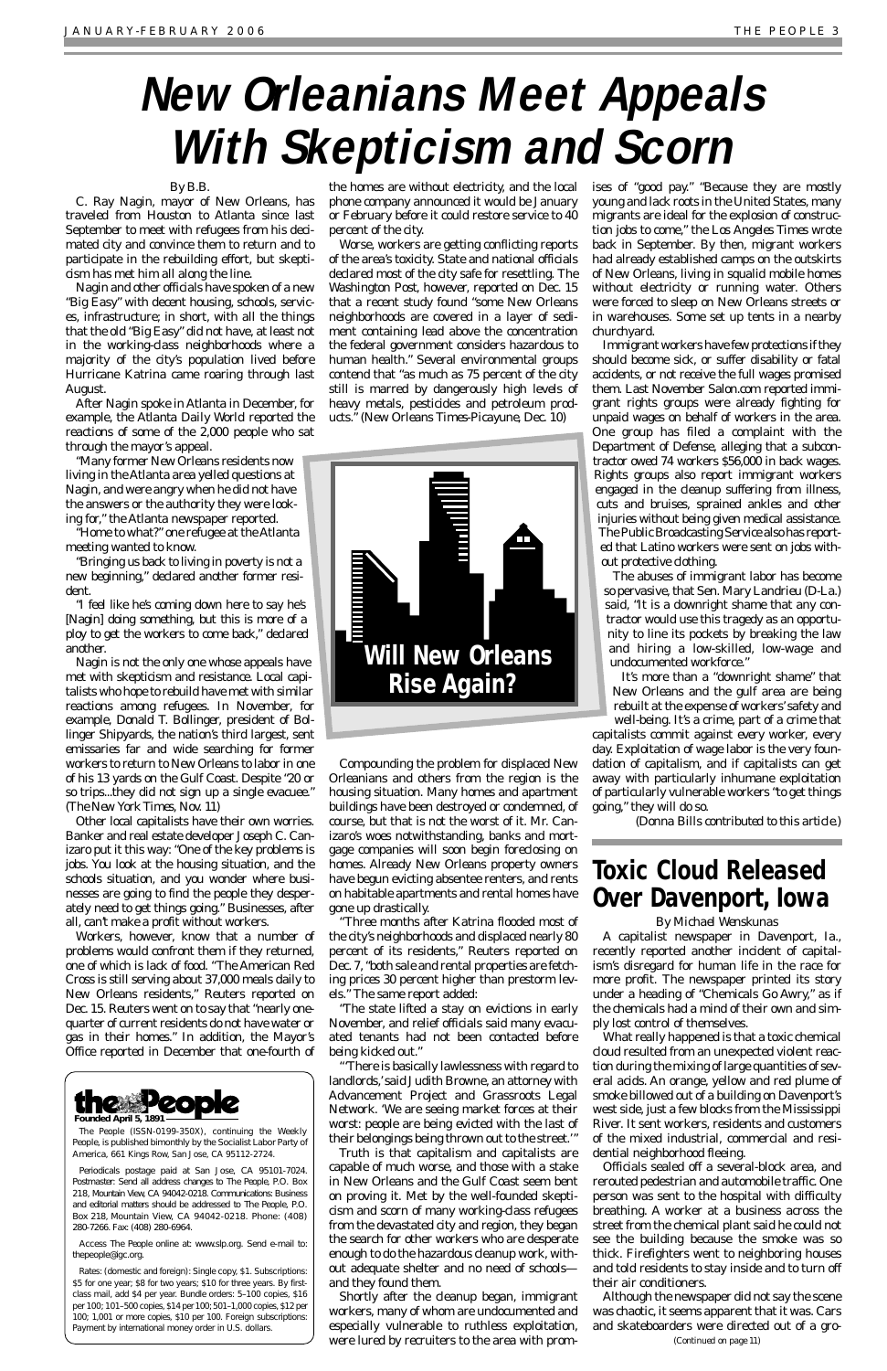# New Orleanians Meet Appeals With Skepticism and Scorn

By B.B.

C. Ray Nagin, mayor of New Orleans, has traveled from Houston to Atlanta since last September to meet with refugees from his decimated city and convince them to return and to participate in the rebuilding effort, but skepticism has met him all along the line.

Nagin and other officials have spoken of a new "Big Easy" with decent housing, schools, services, infrastructure; in short, with all the things that the old "Big Easy" did not have, at least not in the working-class neighborhoods where a majority of the city's population lived before Hurricane Katrina came roaring through last August.

After Nagin spoke in Atlanta in December, for example, the Atlanta Daily World reported the reactions of some of the 2,000 people who sat through the mayor's appeal.

"Many former New Orleans residents now living in the Atlanta area yelled questions at Nagin, and were angry when he did not have the answers or the authority they were looking for," the Atlanta newspaper reported.

"Home to what?" one refugee at the Atlanta meeting wanted to know.

"Bringing us back to living in poverty is not a new beginning," declared another former resident.

"I feel like he's coming down here to say he's [Nagin] doing something, but this is more of a ploy to get the workers to come back," declared another.

Nagin is not the only one whose appeals have met with skepticism and resistance. Local capitalists who hope to rebuild have met with similar reactions among refugees. In November, for example, Donald T. Bollinger, president of Bollinger Shipyards, the nation's third largest, sent emissaries far and wide searching for former workers to return to New Orleans to labor in one of his 13 yards on the Gulf Coast. Despite "20 or so trips...they did not sign up a single evacuee." (*The New York Times*, Nov. 11)

Other local capitalists have their own worries. Banker and real estate developer Joseph C. Canizaro put it this way: "One of the key problems is jobs. You look at the housing situation, and the schools situation, and you wonder where businesses are going to find the people they desperately need to get things going." Businesses, after all, can't make a profit without workers.

Workers, however, know that a number of problems would confront them if they returned, one of which is lack of food. "The American Red Cross is still serving about 37,000 meals daily to New Orleans residents," Reuters reported on Dec. 15. Reuters went on to say that "nearly one-quarter of current residents do not have water or gas in their homes." In addition, the Mayor's Office reported in December that one-fourth of the homes are without electricity, and the local phone company announced it would be January or February before it could restore service to 40 percent of the city.

Worse, workers are getting conflicting reports of the area's toxicity. State and national officials declared most of the city safe for resettling. The *Washington Post*, however, reported on Dec. 15 that a recent study found "some New Orleans neighborhoods are covered in a layer of sediment containing lead above the concentration the federal government considers hazardous to human health." Several environmental groups contend that "as much as 75 percent of the city still is marred by dangerously high levels of heavy metals, pesticides and petroleum products." (*New Orleans Times-Picayune*, Dec. 10)

**Will New Orleans Rise Again?**

Compounding the problem for displaced New Orleanians and others from the region is the housing situation. Many homes and apartment buildings have been destroyed or condemned, of course, but that is not the worst of it. Mr. Canizaro's woes notwithstanding, banks and mortgage companies will soon begin foreclosing on homes. Already New Orleans property owners have begun evicting absentee renters, and rents on habitable apartments and rental homes have gone up drastically.

"Three months after Katrina flooded most of the city's neighborhoods and displaced nearly 80 percent of its residents," Reuters reported on Dec. 7, "both sale and rental properties are fetching prices 30 percent higher than prestorm levels." The same report added:

"The state lifted a stay on evictions in early November, and relief officials said many evacuated tenants had not been contacted before being kicked out."

"'There is basically lawlessness with regard to landlords,' said Judith Browne, an attorney with Advancement Project and Grassroots Legal Network. 'We are seeing market forces at their worst: people are being evicted with the last of their belongings being thrown out to the street.'"

Truth is that capitalism and capitalists are capable of much worse, and those with a stake in New Orleans and the Gulf Coast seem bent on proving it. Met by the well-founded skepticism and scorn of many working-class refugees from the devastated city and region, they began the search for other workers who are desperate enough to do the hazardous cleanup work, without adequate shelter and no need of schools—and they found them.

Shortly after the cleanup began, immigrant workers, many of whom are undocumented and especially vulnerable to ruthless exploitation, were lured by recruiters to the area with promises of "good pay." "Because they are mostly young and lack roots in the United States, many migrants are ideal for the explosion of construction jobs to come," the *Los Angeles Times* wrote back in September. By then, migrant workers had already established camps on the outskirts of New Orleans, living in squalid mobile homes without electricity or running water. Others were forced to sleep on New Orleans streets or in warehouses. Some set up tents in a nearby churchyard.

Immigrant workers have few protections if they should become sick, or suffer disability or fatal accidents, or not receive the full wages promised them. Last November Salon.com reported immigrant rights groups were already fighting for unpaid wages on behalf of workers in the area. One group has filed a complaint with the Department of Defense, alleging that a subcontractor owed 74 workers $56,000 in back wages. Rights groups also report immigrant workers engaged in the cleanup suffering from illness, cuts and bruises, sprained ankles and other injuries without being given medical assistance. The Public Broadcasting Service also has reported that Latino workers were sent on jobs without protective clothing.

The abuses of immigrant labor has become so pervasive, that Sen. Mary Landrieu (D-La.) said, "It is a downright shame that any contractor would use this tragedy as an opportunity to line its pockets by breaking the law and hiring a low-skilled, low-wage and undocumented workforce."

It's more than a "downright shame" that New Orleans and the gulf area are being rebuilt at the expense of workers' safety and well-being. It's a crime, part of a crime that capitalists commit against every worker, every day. Exploitation of wage labor is the very foundation of capitalism, and if capitalists can get away with particularly inhumane exploitation of particularly vulnerable workers "to get things going," they will do so.

*(Donna Bills contributed to this article.)*

# Toxic Cloud Released Over Davenport, Iowa

By Michael Wenskunas

A capitalist newspaper in Davenport, Ia., recently reported another incident of capitalism's disregard for human life in the race for more profit. The newspaper printed its story under a heading of "Chemicals Go Awry," as if the chemicals had a mind of their own and simply lost control of themselves.

What really happened is that a toxic chemical cloud resulted from an unexpected violent reaction during the mixing of large quantities of several acids. An orange, yellow and red plume of smoke billowed out of a building on Davenport's west side, just a few blocks from the Mississippi River. It sent workers, residents and customers of the mixed industrial, commercial and residential neighborhood fleeing.

Officials sealed off a several-block area, and rerouted pedestrian and automobile traffic. One person was sent to the hospital with difficulty breathing. A worker at a business across the street from the chemical plant said he could not see the building because the smoke was so thick. Firefighters went to neighboring houses and told residents to stay inside and to turn off their air conditioners.

Although the newspaper did not say the scene was chaotic, it seems apparent that it was. Cars and skateboarders were directed out of a gro-

*(Continued on page 11)*

---

**the People**
**Founded April 5, 1891**

The People (ISSN-0199-350X), continuing the Weekly People, is published bimonthly by the Socialist Labor Party of America, 661 Kings Row, San Jose, CA 95112-2724.

Periodicals postage paid at San Jose, CA 95101-7024. Postmaster: Send all address changes to The People, P.O. Box 218, Mountain View, CA 94042-0218. Communications: Business and editorial matters should be addressed to The People, P.O. Box 218, Mountain View, CA 94042-0218. Phone: (408) 280-7266. Fax: (408) 280-6964.

Access The People online at: www.slp.org. Send e-mail to: thepeople@igc.org.

Rates: (domestic and foreign): Single copy, $1. Subscriptions: $5 for one year; $8 for two years; $10 for three years. By first-class mail, add $4 per year. Bundle orders: 5–100 copies, $16 per 100; 101–500 copies, $14 per 100; 501–1,000 copies, $12 per 100; 1,001 or more copies, $10 per 100. Foreign subscriptions: Payment by international money order in U.S. dollars.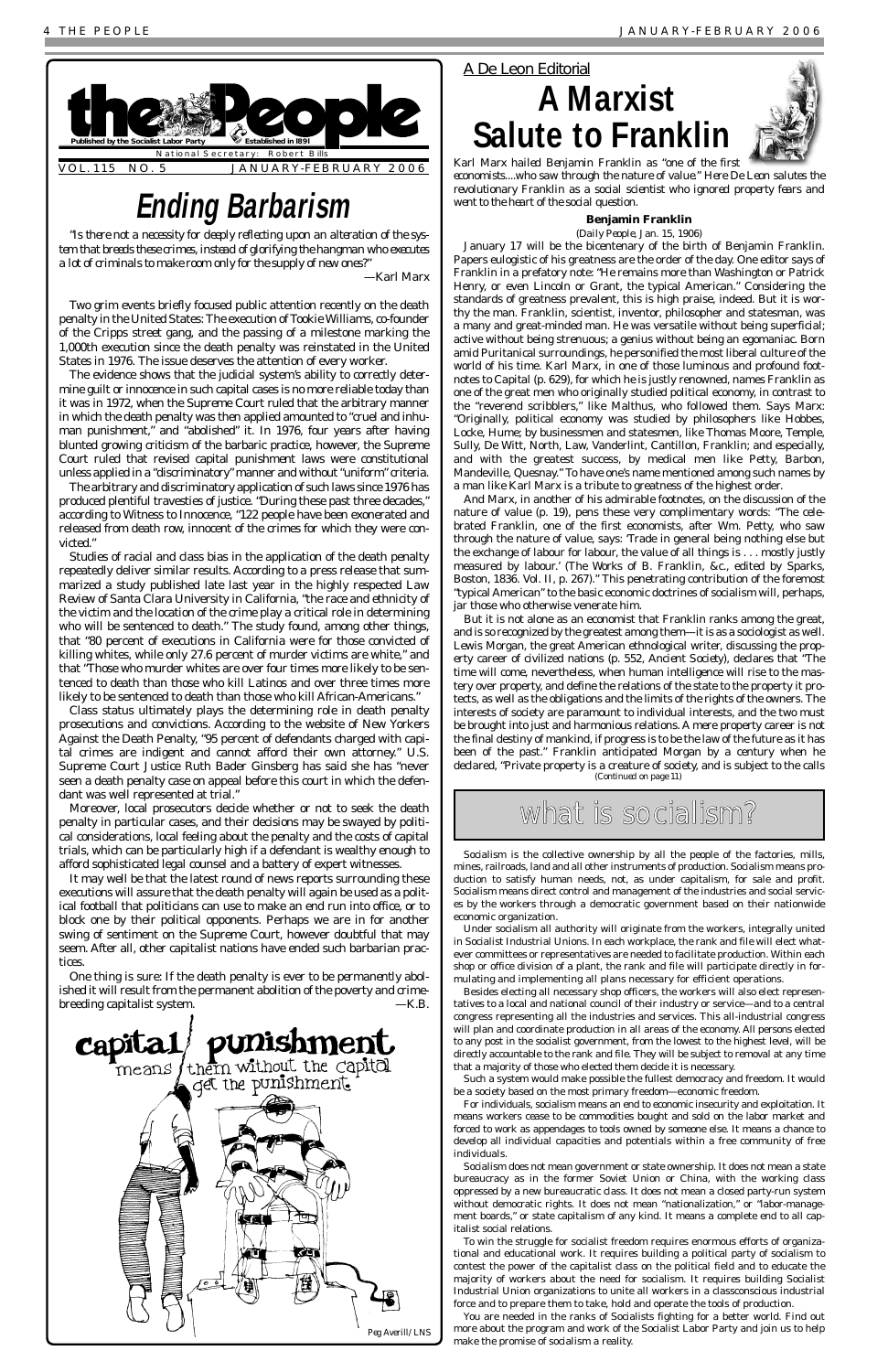# the People

Published by the Socialist Labor Party — Established in 1891

National Secretary: Robert Bills

VOL. 115 NO. 5 — JANUARY-FEBRUARY 2006

# Ending Barbarism

*"Is there not a necessity for deeply reflecting upon an alteration of the system that breeds these crimes, instead of glorifying the hangman who executes a lot of criminals to make room only for the supply of new ones?"*

—Karl Marx

Two grim events briefly focused public attention recently on the death penalty in the United States: The execution of Tookie Williams, co-founder of the Cripps street gang, and the passing of a milestone marking the 1,000th execution since the death penalty was reinstated in the United States in 1976. The issue deserves the attention of every worker.

The evidence shows that the judicial system's ability to correctly determine guilt or innocence in such capital cases is no more reliable today than it was in 1972, when the Supreme Court ruled that the arbitrary manner in which the death penalty was then applied amounted to "cruel and inhuman punishment," and "abolished" it. In 1976, four years after having blunted growing criticism of the barbaric practice, however, the Supreme Court ruled that revised capital punishment laws were constitutional unless applied in a "discriminatory" manner and without "uniform" criteria.

The arbitrary and discriminatory application of such laws since 1976 has produced plentiful travesties of justice. "During these past three decades," according to Witness to Innocence, "122 people have been exonerated and released from death row, innocent of the crimes for which they were convicted."

Studies of racial and class bias in the application of the death penalty repeatedly deliver similar results. According to a press release that summarized a study published late last year in the highly respected Law Review of Santa Clara University in California, "the race and ethnicity of the victim and the location of the crime play a critical role in determining who will be sentenced to death." The study found, among other things, that "80 percent of executions in California were for those convicted of killing whites, while only 27.6 percent of murder victims are white," and that "Those who murder whites are over four times more likely to be sentenced to death than those who kill Latinos and over three times more likely to be sentenced to death than those who kill African-Americans."

Class status ultimately plays the determining role in death penalty prosecutions and convictions. According to the website of New Yorkers Against the Death Penalty, "95 percent of defendants charged with capital crimes are indigent and cannot afford their own attorney." U.S. Supreme Court Justice Ruth Bader Ginsberg has said she has "never seen a death penalty case on appeal before this court in which the defendant was well represented at trial."

Moreover, local prosecutors decide whether or not to seek the death penalty in particular cases, and their decisions may be swayed by political considerations, local feeling about the penalty and the costs of capital trials, which can be particularly high if a defendant is wealthy enough to afford sophisticated legal counsel and a battery of expert witnesses.

It may well be that the latest round of news reports surrounding these executions will assure that the death penalty will again be used as a political football that politicians can use to make an end run into office, or to block one by their political opponents. Perhaps we are in for another swing of sentiment on the Supreme Court, however doubtful that may seem. After all, other capitalist nations have ended such barbarian practices.

One thing is sure: If the death penalty is ever to be permanently abolished it will result from the permanent abolition of the poverty and crime-breeding capitalist system. —K.B.

capital punishment means them without the capital get the punishment.

Peg Averill/LNS

A De Leon Editorial

# A Marxist Salute to Franklin

*Karl Marx hailed Benjamin Franklin as "one of the first economists....who saw through the nature of value." Here De Leon salutes the revolutionary Franklin as a social scientist who ignored property fears and went to the heart of the social question.*

**Benjamin Franklin**

(*Daily People*, Jan. 15, 1906)

January 17 will be the bicentenary of the birth of Benjamin Franklin. Papers eulogistic of his greatness are the order of the day. One editor says of Franklin in a prefatory note: "He remains more than Washington or Patrick Henry, or even Lincoln or Grant, the typical American." Considering the standards of greatness prevalent, this is high praise, indeed. But it is worthy the man. Franklin, scientist, inventor, philosopher and statesman, was a many and great-minded man. He was versatile without being superficial; active without being strenuous; a genius without being an egomaniac. Born amid Puritanical surroundings, he personified the most liberal culture of the world of his time. Karl Marx, in one of those luminous and profound footnotes to Capital (p. 629), for which he is justly renowned, names Franklin as one of the great men who originally studied political economy, in contrast to the "reverend scribblers," like Malthus, who followed them. Says Marx: "Originally, political economy was studied by philosophers like Hobbes, Locke, Hume; by businessmen and statesmen, like Thomas Moore, Temple, Sully, De Witt, North, Law, Vanderlint, Cantillon, Franklin; and especially, and with the greatest success, by medical men like Petty, Barbon, Mandeville, Quesnay." To have one's name mentioned among such names by a man like Karl Marx is a tribute to greatness of the highest order.

And Marx, in another of his admirable footnotes, on the discussion of the nature of value (p. 19), pens these very complimentary words: "The celebrated Franklin, one of the first economists, after Wm. Petty, who saw through the nature of value, says: 'Trade in general being nothing else but the exchange of labour for labour, the value of all things is . . . mostly justly measured by labour.' (The Works of B. Franklin, &c., edited by Sparks, Boston, 1836. Vol. II, p. 267)." This penetrating contribution of the foremost "typical American" to the basic economic doctrines of socialism will, perhaps, jar those who otherwise venerate him.

But it is not alone as an economist that Franklin ranks among the great, and is so recognized by the greatest among them—it is as a sociologist as well. Lewis Morgan, the great American ethnological writer, discussing the property career of civilized nations (p. 552, Ancient Society), declares that "The time will come, nevertheless, when human intelligence will rise to the mastery over property, and define the relations of the state to the property it protects, as well as the obligations and the limits of the rights of the owners. The interests of society are paramount to individual interests, and the two must be brought into just and harmonious relations. A mere property career is not the final destiny of mankind, if progress is to be the law of the future as it has been of the past." Franklin anticipated Morgan by a century when he declared, "Private property is a creature of society, and is subject to the calls

*(Continued on page 11)*

## what is socialism?

Socialism is the collective ownership by all the people of the factories, mills, mines, railroads, land and all other instruments of production. Socialism means production to satisfy human needs, not, as under capitalism, for sale and profit. Socialism means direct control and management of the industries and social services by the workers through a democratic government based on their nationwide economic organization.

Under socialism all authority will originate from the workers, integrally united in Socialist Industrial Unions. In each workplace, the rank and file will elect whatever committees or representatives are needed to facilitate production. Within each shop or office division of a plant, the rank and file will participate directly in formulating and implementing all plans necessary for efficient operations.

Besides electing all necessary shop officers, the workers will also elect representatives to a local and national council of their industry or service—and to a central congress representing all the industries and services. This all-industrial congress will plan and coordinate production in all areas of the economy. All persons elected to any post in the socialist government, from the lowest to the highest level, will be directly accountable to the rank and file. They will be subject to removal at any time that a majority of those who elected them decide it is necessary.

Such a system would make possible the fullest democracy and freedom. It would be a society based on the most primary freedom—economic freedom.

For individuals, socialism means an end to economic insecurity and exploitation. It means workers cease to be commodities bought and sold on the labor market and forced to work as appendages to tools owned by someone else. It means a chance to develop all individual capacities and potentials within a free community of free individuals.

Socialism does not mean government or state ownership. It does not mean a state bureaucracy as in the former Soviet Union or China, with the working class oppressed by a new bureaucratic class. It does not mean a closed party-run system without democratic rights. It does not mean "nationalization," or "labor-management boards," or state capitalism of any kind. It means a complete end to all capitalist social relations.

To win the struggle for socialist freedom requires enormous efforts of organizational and educational work. It requires building a political party of socialism to contest the power of the capitalist class on the political field and to educate the majority of workers about the need for socialism. It requires building Socialist Industrial Union organizations to unite all workers in a classconscious industrial force and to prepare them to take, hold and operate the tools of production.

You are needed in the ranks of Socialists fighting for a better world. Find out more about the program and work of the Socialist Labor Party and join us to help make the promise of socialism a reality.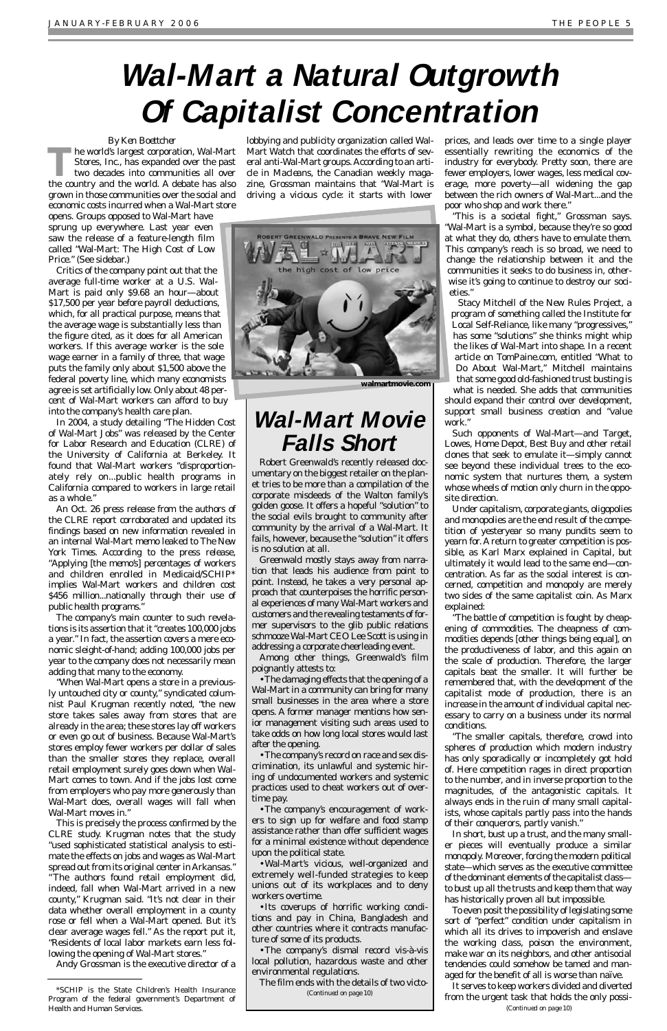# Wal-Mart a Natural Outgrowth Of Capitalist Concentration

*By Ken Boettcher*

The world's largest corporation, Wal-Mart Stores, Inc., has expanded over the past two decades into communities all over the country and the world. A debate has also grown in those communities over the social and economic costs incurred when a Wal-Mart store opens. Groups opposed to Wal-Mart have sprung up everywhere. Last year even saw the release of a feature-length film called "Wal-Mart: The High Cost of Low Price." (See sidebar.)

Critics of the company point out that the average full-time worker at a U.S. Wal-Mart is paid only $9.68 an hour—about $17,500 per year before payroll deductions, which, for all practical purpose, means that the average wage is substantially less than the figure cited, as it does for all American workers. If this average worker is the sole wage earner in a family of three, that wage puts the family only about $1,500 above the federal poverty line, which many economists agree is set artificially low. Only about 48 percent of Wal-Mart workers can afford to buy into the company's health care plan.

In 2004, a study detailing "The Hidden Cost of Wal-Mart Jobs" was released by the Center for Labor Research and Education (CLRE) of the University of California at Berkeley. It found that Wal-Mart workers "disproportionately rely on...public health programs in California compared to workers in large retail as a whole."

An Oct. 26 press release from the authors of the CLRE report corroborated and updated its findings based on new information revealed in an internal Wal-Mart memo leaked to The New York Times. According to the press release, "Applying [the memo's] percentages of workers and children enrolled in Medicaid/SCHIP* implies Wal-Mart workers and children cost $456 million...nationally through their use of public health programs."

The company's main counter to such revelations is its assertion that it "creates 100,000 jobs a year." In fact, the assertion covers a mere economic sleight-of-hand; adding 100,000 jobs per year to the company does not necessarily mean adding that many to the economy.

"When Wal-Mart opens a store in a previously untouched city or county," syndicated columnist Paul Krugman recently noted, "the new store takes sales away from stores that are already in the area; these stores lay off workers or even go out of business. Because Wal-Mart's stores employ fewer workers per dollar of sales than the smaller stores they replace, overall retail employment surely goes down when Wal-Mart comes to town. And if the jobs lost come from employers who pay more generously than Wal-Mart does, overall wages will fall when Wal-Mart moves in."

This is precisely the process confirmed by the CLRE study. Krugman notes that the study "used sophisticated statistical analysis to estimate the effects on jobs and wages as Wal-Mart spread out from its original center in Arkansas." "The authors found retail employment did, indeed, fall when Wal-Mart arrived in a new county," Krugman said. "It's not clear in their data whether overall employment in a county rose or fell when a Wal-Mart opened. But it's clear average wages fell." As the report put it, "Residents of local labor markets earn less following the opening of Wal-Mart stores."

Andy Grossman is the executive director of a lobbying and publicity organization called Wal-Mart Watch that coordinates the efforts of several anti-Wal-Mart groups. According to an article in Macleans, the Canadian weekly magazine, Grossman maintains that "Wal-Mart is driving a vicious cycle: it starts with lower prices, and leads over time to a single player essentially rewriting the economics of the industry for everybody. Pretty soon, there are fewer employers, lower wages, less medical coverage, more poverty—all widening the gap between the rich owners of Wal-Mart...and the poor who shop and work there."

"This is a societal fight," Grossman says. "Wal-Mart is a symbol, because they're so good at what they do, others have to emulate them. This company's reach is so broad, we need to change the relationship between it and the communities it seeks to do business in, otherwise it's going to continue to destroy our societies."

Stacy Mitchell of the New Rules Project, a program of something called the Institute for Local Self-Reliance, like many "progressives," has some "solutions" she thinks might whip the likes of Wal-Mart into shape. In a recent article on TomPaine.com, entitled "What to Do About Wal-Mart," Mitchell maintains that some good old-fashioned trust busting is what is needed. She adds that communities should expand their control over development, support small business creation and "value work."

Such opponents of Wal-Mart—and Target, Lowes, Home Depot, Best Buy and other retail clones that seek to emulate it—simply cannot see beyond these individual trees to the economic system that nurtures them, a system whose wheels of motion only churn in the opposite direction.

Under capitalism, corporate giants, oligopolies and monopolies are the end result of the competition of yesteryear so many pundits seem to yearn for. A return to greater competition is possible, as Karl Marx explained in Capital, but ultimately it would lead to the same end—concentration. As far as the social interest is concerned, competition and monopoly are merely two sides of the same capitalist coin. As Marx explained:

"The battle of competition is fought by cheapening of commodities. The cheapness of commodities depends [other things being equal], on the productiveness of labor, and this again on the scale of production. Therefore, the larger capitals beat the smaller. It will further be remembered that, with the development of the capitalist mode of production, there is an increase in the amount of individual capital necessary to carry on a business under its normal conditions.

"The smaller capitals, therefore, crowd into spheres of production which modern industry has only sporadically or incompletely got hold of. Here competition rages in direct proportion to the number, and in inverse proportion to the magnitudes, of the antagonistic capitals. It always ends in the ruin of many small capitalists, whose capitals partly pass into the hands of their conquerors, partly vanish."

In short, bust up a trust, and the many smaller pieces will eventually produce a similar monopoly. Moreover, forcing the modern political state—which serves as the executive committee of the dominant elements of the capitalist class—to bust up all the trusts and keep them that way has historically proven all but impossible.

To even posit the possibility of legislating some sort of "perfect" condition under capitalism in which all its drives to impoverish and enslave the working class, poison the environment, make war on its neighbors, and other antisocial tendencies could somehow be tamed and managed for the benefit of all is worse than naïve.

It serves to keep workers divided and diverted from the urgent task that holds the only possi-

(Continued on page 10)

\*SCHIP is the State Children's Health Insurance Program of the federal government's Department of Health and Human Services.

---

walmartmovie.com

## Wal-Mart Movie Falls Short

Robert Greenwald's recently released documentary on the biggest retailer on the planet tries to be more than a compilation of the corporate misdeeds of the Walton family's golden goose. It offers a hopeful "solution" to the social evils brought to community after community by the arrival of a Wal-Mart. It fails, however, because the "solution" it offers is no solution at all.

Greenwald mostly stays away from narration that leads his audience from point to point. Instead, he takes a very personal approach that counterpoises the horrific personal experiences of many Wal-Mart workers and customers and the revealing testaments of former supervisors to the glib public relations schmooze Wal-Mart CEO Lee Scott is using in addressing a corporate cheerleading event.

Among other things, Greenwald's film poignantly attests to:

- The damaging effects that the opening of a Wal-Mart in a community can bring for many small businesses in the area where a store opens. A former manager mentions how senior management visiting such areas used to take odds on how long local stores would last after the opening.
- The company's record on race and sex discrimination, its unlawful and systemic hiring of undocumented workers and systemic practices used to cheat workers out of overtime pay.
- The company's encouragement of workers to sign up for welfare and food stamp assistance rather than offer sufficient wages for a minimal existence without dependence upon the political state.
- Wal-Mart's vicious, well-organized and extremely well-funded strategies to keep unions out of its workplaces and to deny workers overtime.
- Its coverups of horrific working conditions and pay in China, Bangladesh and other countries where it contracts manufacture of some of its products.
- The company's dismal record vis-à-vis local pollution, hazardous waste and other environmental regulations.

The film ends with the details of two victo-

(Continued on page 10)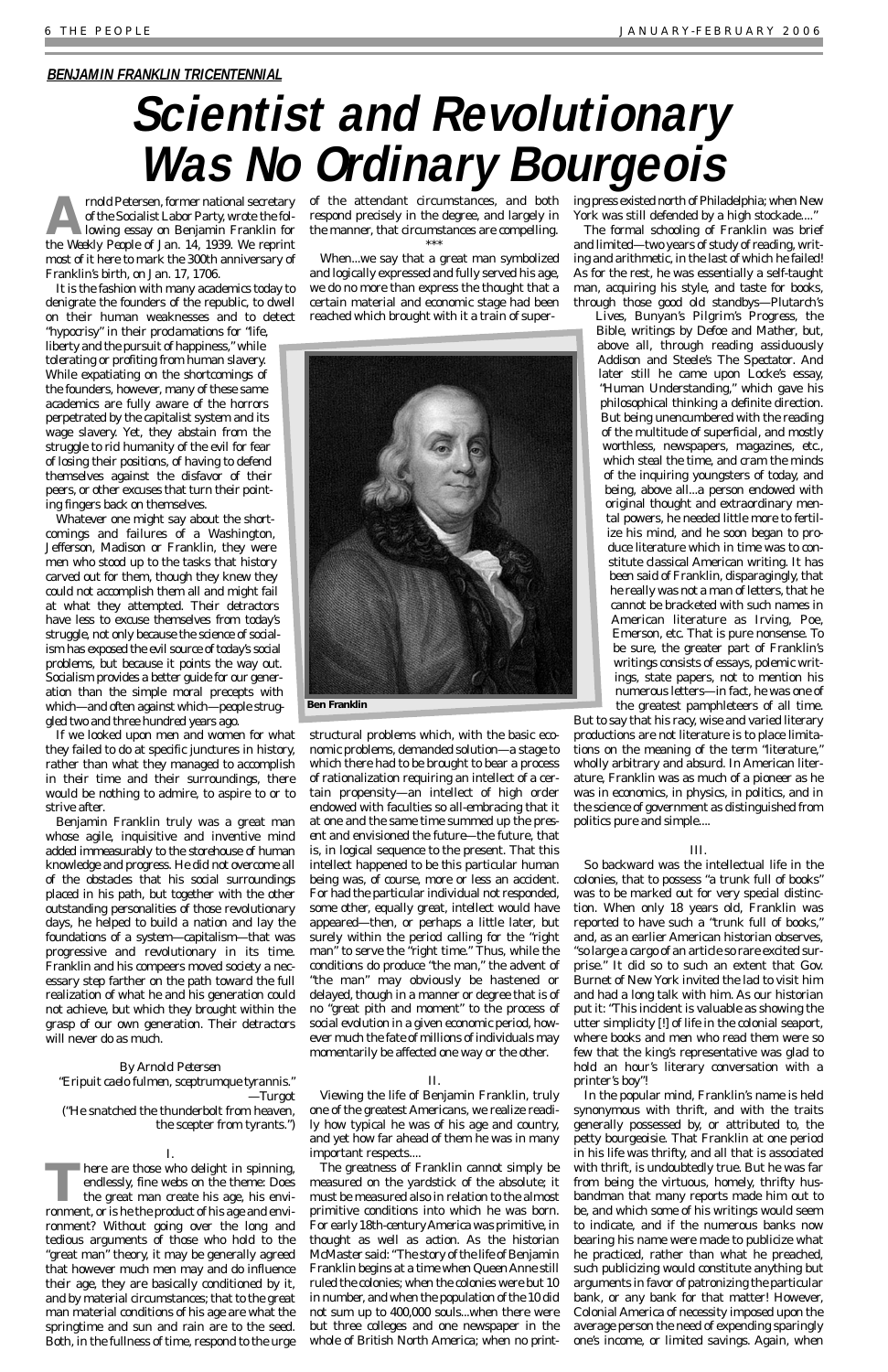**BENJAMIN FRANKLIN TRICENTENNIAL**

# Scientist and Revolutionary Was No Ordinary Bourgeois

Arnold Petersen, former national secretary of the Socialist Labor Party, wrote the following essay on Benjamin Franklin for the *Weekly People* of Jan. 14, 1939. We reprint most of it here to mark the 300th anniversary of Franklin's birth, on Jan. 17, 1706.

It is the fashion with many academics today to denigrate the founders of the republic, to dwell on their human weaknesses and to detect "hypocrisy" in their proclamations for "life, liberty and the pursuit of happiness," while tolerating or profiting from human slavery. While expatiating on the shortcomings of the founders, however, many of these same academics are fully aware of the horrors perpetrated by the capitalist system and its wage slavery. Yet, they abstain from the struggle to rid humanity of the evil for fear of losing their positions, of having to defend themselves against the disfavor of their peers, or other excuses that turn their pointing fingers back on themselves.

Whatever one might say about the shortcomings and failures of a Washington, Jefferson, Madison or Franklin, they were men who stood up to the tasks that history carved out for them, though they knew they could not accomplish them all and might fail at what they attempted. Their detractors have less to excuse themselves from today's struggle, not only because the science of socialism has exposed the evil source of today's social problems, but because it points the way out. Socialism provides a better guide for our generation than the simple moral precepts with which—and often against which—people struggled two and three hundred years ago.

If we looked upon men and women for what they failed to do at specific junctures in history, rather than what they managed to accomplish in their time and their surroundings, there would be nothing to admire, to aspire to or to strive after.

Benjamin Franklin truly was a great man whose agile, inquisitive and inventive mind added immeasurably to the storehouse of human knowledge and progress. He did not overcome all of the obstacles that his social surroundings placed in his path, but together with the other outstanding personalities of those revolutionary days, he helped to build a nation and lay the foundations of a system—capitalism—that was progressive and revolutionary in its time. Franklin and his compeers moved society a necessary step farther on the path toward the full realization of what he and his generation could not achieve, but which they brought within the grasp of our own generation. Their detractors will never do as much.

By Arnold Petersen

"Eripuit caelo fulmen, sceptrumque tyrannis."
—Turgot
("He snatched the thunderbolt from heaven, the scepter from tyrants.")

I.

There are those who delight in spinning, endlessly, fine webs on the theme: Does the great man create his age, his environment, or is he the product of his age and environment? Without going over the long and tedious arguments of those who hold to the "great man" theory, it may be generally agreed that however much men may and do influence their age, they are basically conditioned by it, and by material circumstances; that to the great man material conditions of his age are what the springtime and sun and rain are to the seed. Both, in the fullness of time, respond to the urge of the attendant circumstances, and both respond precisely in the degree, and largely in the manner, that circumstances are compelling.

\*\*\*

When...we say that a great man symbolized and logically expressed and fully served his age, we do no more than express the thought that a certain material and economic stage had been reached which brought with it a train of superstructural problems which, with the basic economic problems, demanded solution—a stage to which there had to be brought to bear a process of rationalization requiring an intellect of a certain propensity—an intellect of high order endowed with faculties so all-embracing that it at one and the same time summed up the present and envisioned the future—the future, that is, in logical sequence to the present. That this intellect happened to be this particular human being was, of course, more or less an accident. For had the particular individual not responded, some other, equally great, intellect would have appeared—then, or perhaps a little later, but surely within the period calling for the "right man" to serve the "right time." Thus, while the conditions do produce "the man," the advent of "the man" may obviously be hastened or delayed, though in a manner or degree that is of no "great pith and moment" to the process of social evolution in a given economic period, however much the fate of millions of individuals may momentarily be affected one way or the other.

Ben Franklin

II.

Viewing the life of Benjamin Franklin, truly one of the greatest Americans, we realize readily how typical he was of his age and country, and yet how far ahead of them he was in many important respects....

The greatness of Franklin cannot simply be measured on the yardstick of the absolute; it must be measured also in relation to the almost primitive conditions into which he was born. For early 18th-century America was primitive, in thought as well as action. As the historian McMaster said: "The story of the life of Benjamin Franklin begins at a time when Queen Anne still ruled the colonies; when the colonies were but 10 in number, and when the population of the 10 did not sum up to 400,000 souls...when there were but three colleges and one newspaper in the whole of British North America; when no printing press existed north of Philadelphia; when New York was still defended by a high stockade...."

The formal schooling of Franklin was brief and limited—two years of study of reading, writing and arithmetic, in the last of which he failed! As for the rest, he was essentially a self-taught man, acquiring his style, and taste for books, through those good old standbys—Plutarch's Lives, Bunyan's Pilgrim's Progress, the Bible, writings by Defoe and Mather, but, above all, through reading assiduously Addison and Steele's *The Spectator*. And later still he came upon Locke's essay, "Human Understanding," which gave his philosophical thinking a definite direction. But being unencumbered with the reading of the multitude of superficial, and mostly worthless, newspapers, magazines, etc., which steal the time, and cram the minds of the inquiring youngsters of today, and being, above all...a person endowed with original thought and extraordinary mental powers, he needed little more to fertilize his mind, and he soon began to produce literature which in time was to constitute classical American writing. It has been said of Franklin, disparagingly, that he really was not a man of letters, that he cannot be bracketed with such names in American literature as Irving, Poe, Emerson, etc. That is pure nonsense. To be sure, the greater part of Franklin's writings consists of essays, polemic writings, state papers, not to mention his numerous letters—in fact, he was one of the greatest pamphleteers of all time. But to say that his racy, wise and varied literary productions are not literature is to place limitations on the meaning of the term "literature," wholly arbitrary and absurd. In American literature, Franklin was as much of a pioneer as he was in economics, in physics, in politics, and in the science of government as distinguished from politics pure and simple....

III.

So backward was the intellectual life in the colonies, that to possess "a trunk full of books" was to be marked out for very special distinction. When only 18 years old, Franklin was reported to have such a "trunk full of books," and, as an earlier American historian observes, "so large a cargo of an article so rare excited surprise." It did so to such an extent that Gov. Burnet of New York invited the lad to visit him and had a long talk with him. As our historian put it: "This incident is valuable as showing the utter simplicity [!] of life in the colonial seaport, where books and men who read them were so few that the king's representative was glad to hold an hour's literary conversation with a printer's boy"!

In the popular mind, Franklin's name is held synonymous with thrift, and with the traits generally possessed by, or attributed to, the petty bourgeoisie. That Franklin at one period in his life was thrifty, and all that is associated with thrift, is undoubtedly true. But he was far from being the virtuous, homely, thrifty husbandman that many reports made him out to be, and which some of his writings would seem to indicate, and if the numerous banks now bearing his name were made to publicize what he practiced, rather than what he preached, such publicizing would constitute anything but arguments in favor of patronizing the particular bank, or any bank for that matter! However, Colonial America of necessity imposed upon the average person the need of expending sparingly one's income, or limited savings. Again, when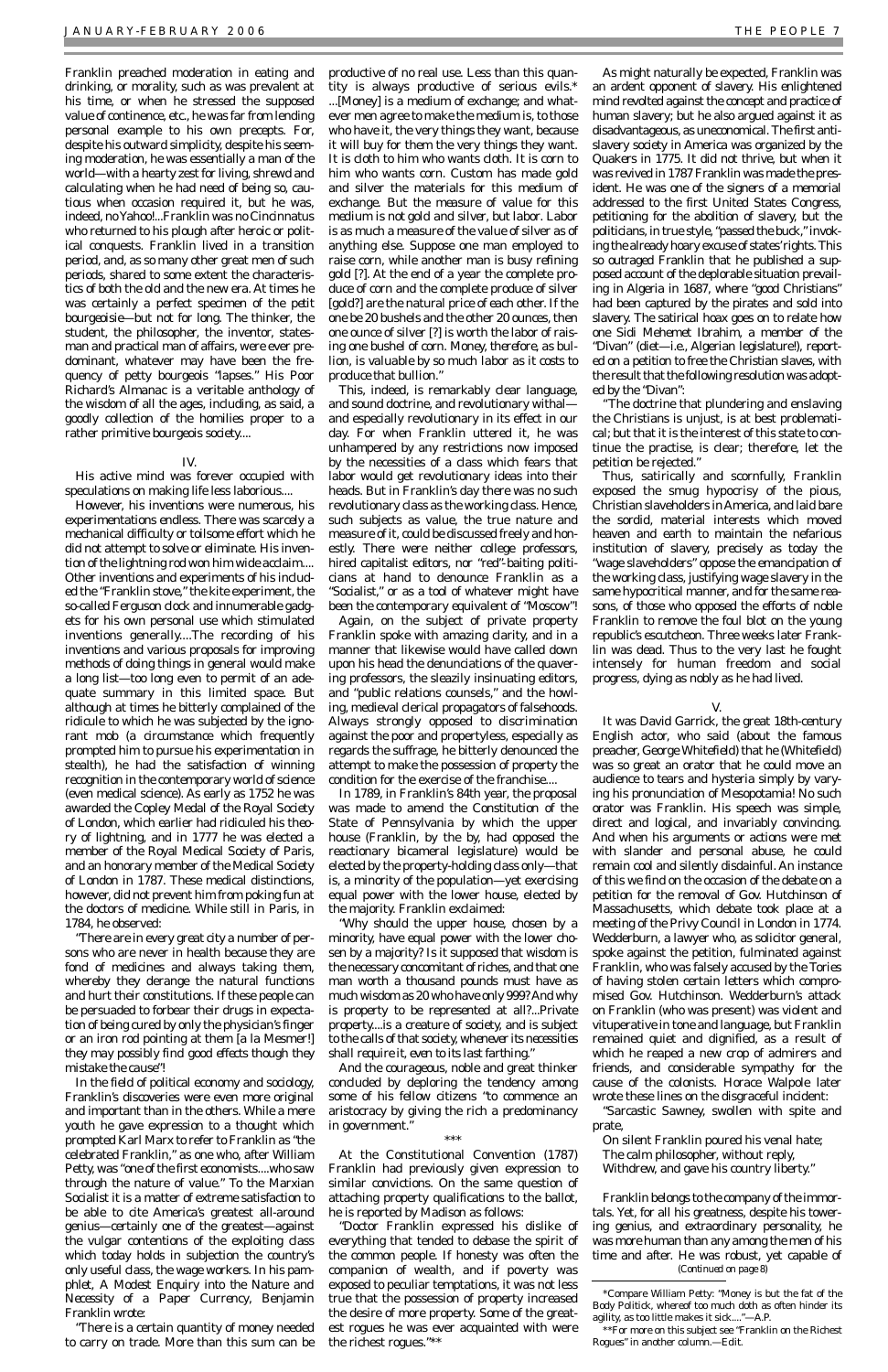Franklin preached moderation in eating and drinking, or morality, such as was prevalent at his time, or when he stressed the supposed value of continence, etc., he was far from lending personal example to his own precepts. For, despite his outward simplicity, despite his seeming moderation, he was essentially a man of the world—with a hearty zest for living, shrewd and calculating when he had need of being so, cautious when occasion required it, but he was, indeed, no Yahoo!...Franklin was no Cincinnatus who returned to his plough after heroic or political conquests. Franklin lived in a transition period, and, as so many other great men of such periods, shared to some extent the characteristics of both the old and the new era. At times he was certainly a perfect specimen of the petit bourgeoisie—but not for long. The thinker, the student, the philosopher, the inventor, statesman and practical man of affairs, were ever predominant, whatever may have been the frequency of petty bourgeois "lapses." His Poor Richard's Almanac is a veritable anthology of the wisdom of all the ages, including, as said, a goodly collection of the homilies proper to a rather primitive bourgeois society....

## IV.

His active mind was forever occupied with speculations on making life less laborious....

However, his inventions were numerous, his experimentations endless. There was scarcely a mechanical difficulty or toilsome effort which he did not attempt to solve or eliminate. His invention of the lightning rod won him wide acclaim.... Other inventions and experiments of his included the "Franklin stove," the kite experiment, the so-called Ferguson clock and innumerable gadgets for his own personal use which stimulated inventions generally....The recording of his inventions and various proposals for improving methods of doing things in general would make a long list—too long even to permit of an adequate summary in this limited space. But although at times he bitterly complained of the ridicule to which he was subjected by the ignorant mob (a circumstance which frequently prompted him to pursue his experimentation in stealth), he had the satisfaction of winning recognition in the contemporary world of science (even medical science). As early as 1752 he was awarded the Copley Medal of the Royal Society of London, which earlier had ridiculed his theory of lightning, and in 1777 he was elected a member of the Royal Medical Society of Paris, and an honorary member of the Medical Society of London in 1787. These medical distinctions, however, did not prevent him from poking fun at the doctors of medicine. While still in Paris, in 1784, he observed:

"There are in every great city a number of persons who are never in health because they are fond of medicines and always taking them, whereby they derange the natural functions and hurt their constitutions. If these people can be persuaded to forbear their drugs in expectation of being cured by only the physician's finger or an iron rod pointing at them [a la Mesmer!] they may possibly find good effects though they mistake the cause"!

In the field of political economy and sociology, Franklin's discoveries were even more original and important than in the others. While a mere youth he gave expression to a thought which prompted Karl Marx to refer to Franklin as "the celebrated Franklin," as one who, after William Petty, was "one of the first economists....who saw through the nature of value." To the Marxian Socialist it is a matter of extreme satisfaction to be able to cite America's greatest all-around genius—certainly one of the greatest—against the vulgar contentions of the exploiting class which today holds in subjection the country's only useful class, the wage workers. In his pamphlet, A Modest Enquiry into the Nature and Necessity of a Paper Currency, Benjamin Franklin wrote:

"There is a certain quantity of money needed to carry on trade. More than this sum can be productive of no real use. Less than this quantity is always productive of serious evils.* ...[Money] is a medium of exchange; and whatever men agree to make the medium is, to those who have it, the very things they want, because it will buy for them the very things they want. It is cloth to him who wants cloth. It is corn to him who wants corn. Custom has made gold and silver the materials for this medium of exchange. But the measure of value for this medium is not gold and silver, but labor. Labor is as much a measure of the value of silver as of anything else. Suppose one man employed to raise corn, while another man is busy refining gold [?]. At the end of a year the complete produce of corn and the complete produce of silver [gold?] are the natural price of each other. If the one be 20 bushels and the other 20 ounces, then one ounce of silver [?] is worth the labor of raising one bushel of corn. Money, therefore, as bullion, is valuable by so much labor as it costs to produce that bullion."

This, indeed, is remarkably clear language, and sound doctrine, and revolutionary withal—and especially revolutionary in its effect in our day. For when Franklin uttered it, he was unhampered by any restrictions now imposed by the necessities of a class which fears that labor would get revolutionary ideas into their heads. But in Franklin's day there was no such revolutionary class as the working class. Hence, such subjects as value, the true nature and measure of it, could be discussed freely and honestly. There were neither college professors, hired capitalist editors, nor "red"-baiting politicians at hand to denounce Franklin as a "Socialist," or as a tool of whatever might have been the contemporary equivalent of "Moscow"!

Again, on the subject of private property Franklin spoke with amazing clarity, and in a manner that likewise would have called down upon his head the denunciations of the quavering professors, the sleazily insinuating editors, and "public relations counsels," and the howling, medieval clerical propagators of falsehoods. Always strongly opposed to discrimination against the poor and propertyless, especially as regards the suffrage, he bitterly denounced the attempt to make the possession of property the condition for the exercise of the franchise....

In 1789, in Franklin's 84th year, the proposal was made to amend the Constitution of the State of Pennsylvania by which the upper house (Franklin, by the by, had opposed the reactionary bicameral legislature) would be elected by the property-holding class only—that is, a minority of the population—yet exercising equal power with the lower house, elected by the majority. Franklin exclaimed:

"Why should the upper house, chosen by a minority, have equal power with the lower chosen by a majority? Is it supposed that wisdom is the necessary concomitant of riches, and that one man worth a thousand pounds must have as much wisdom as 20 who have only 999? And why is property to be represented at all?...Private property....is a creature of society, and is subject to the calls of that society, whenever its necessities shall require it, even to its last farthing."

And the courageous, noble and great thinker concluded by deploring the tendency among some of his fellow citizens "to commence an aristocracy by giving the rich a predominancy in government."

\*\*\*

At the Constitutional Convention (1787) Franklin had previously given expression to similar convictions. On the same question of attaching property qualifications to the ballot, he is reported by Madison as follows:

"Doctor Franklin expressed his dislike of everything that tended to debase the spirit of the common people. If honesty was often the companion of wealth, and if poverty was exposed to peculiar temptations, it was not less true that the possession of property increased the desire of more property. Some of the greatest rogues he was ever acquainted with were the richest rogues."**

As might naturally be expected, Franklin was an ardent opponent of slavery. His enlightened mind revolted against the concept and practice of human slavery; but he also argued against it as disadvantageous, as uneconomical. The first antislavery society in America was organized by the Quakers in 1775. It did not thrive, but when it was revived in 1787 Franklin was made the president. He was one of the signers of a memorial addressed to the first United States Congress, petitioning for the abolition of slavery, but the politicians, in true style, "passed the buck," invoking the already hoary excuse of states' rights. This so outraged Franklin that he published a supposed account of the deplorable situation prevailing in Algeria in 1687, where "good Christians" had been captured by the pirates and sold into slavery. The satirical hoax goes on to relate how one Sidi Mehemet Ibrahim, a member of the "Divan" (diet—i.e., Algerian legislature!), reported on a petition to free the Christian slaves, with the result that the following resolution was adopted by the "Divan":

"The doctrine that plundering and enslaving the Christians is unjust, is at best problematical; but that it is the interest of this state to continue the practise, is clear; therefore, let the petition be rejected."

Thus, satirically and scornfully, Franklin exposed the smug hypocrisy of the pious, Christian slaveholders in America, and laid bare the sordid, material interests which moved heaven and earth to maintain the nefarious institution of slavery, precisely as today the "wage slaveholders" oppose the emancipation of the working class, justifying wage slavery in the same hypocritical manner, and for the same reasons, of those who opposed the efforts of noble Franklin to remove the foul blot on the young republic's escutcheon. Three weeks later Franklin was dead. Thus to the very last he fought intensely for human freedom and social progress, dying as nobly as he had lived.

## V.

It was David Garrick, the great 18th-century English actor, who said (about the famous preacher, George Whitefield) that he (Whitefield) was so great an orator that he could move an audience to tears and hysteria simply by varying his pronunciation of Mesopotamia! No such orator was Franklin. His speech was simple, direct and logical, and invariably convincing. And when his arguments or actions were met with slander and personal abuse, he could remain cool and silently disdainful. An instance of this we find on the occasion of the debate on a petition for the removal of Gov. Hutchinson of Massachusetts, which debate took place at a meeting of the Privy Council in London in 1774. Wedderburn, a lawyer who, as solicitor general, spoke against the petition, fulminated against Franklin, who was falsely accused by the Tories of having stolen certain letters which compromised Gov. Hutchinson. Wedderburn's attack on Franklin (who was present) was violent and vituperative in tone and language, but Franklin remained quiet and dignified, as a result of which he reaped a new crop of admirers and friends, and considerable sympathy for the cause of the colonists. Horace Walpole later wrote these lines on the disgraceful incident:

"Sarcastic Sawney, swollen with spite and prate,  
On silent Franklin poured his venal hate;  
The calm philosopher, without reply,  
Withdrew, and gave his country liberty."

Franklin belongs to the company of the immortals. Yet, for all his greatness, despite his towering genius, and extraordinary personality, he was more human than any among the men of his time and after. He was robust, yet capable of

(Continued on page 8)

---

*Compare William Petty: "Money is but the fat of the Body Politick, whereof too much doth as often hinder its agility, as too little makes it sick...."—A.P.

**For more on this subject see "Franklin on the Richest Rogues" in another column.—Edit.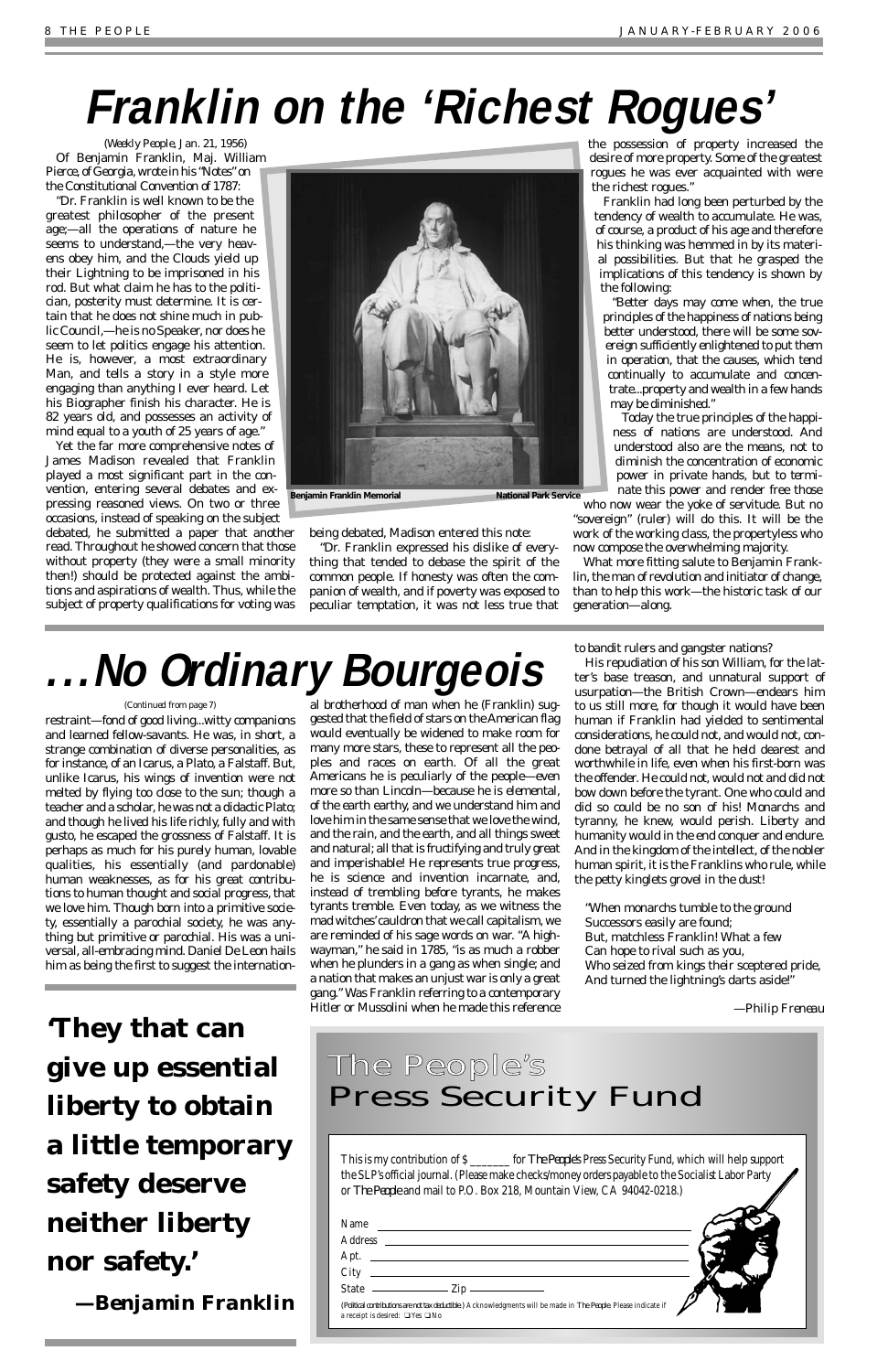# Franklin on the 'Richest Rogues'

(*Weekly People*, Jan. 21, 1956)

Of Benjamin Franklin, Maj. William Pierce, of Georgia, wrote in his "Notes" on the Constitutional Convention of 1787:

"Dr. Franklin is well known to be the greatest philosopher of the present age;—all the operations of nature he seems to understand,—the very heavens obey him, and the Clouds yield up their Lightning to be imprisoned in his rod. But what claim he has to the politician, posterity must determine. It is certain that he does not shine much in public Council,—he is no Speaker, nor does he seem to let politics engage his attention. He is, however, a most extraordinary Man, and tells a story in a style more engaging than anything I ever heard. Let his Biographer finish his character. He is 82 years old, and possesses an activity of mind equal to a youth of 25 years of age."

Yet the far more comprehensive notes of James Madison revealed that Franklin played a most significant part in the convention, entering several debates and expressing reasoned views. On two or three occasions, instead of speaking on the subject debated, he submitted a paper that another read. Throughout he showed concern that those without property (they were a small minority then!) should be protected against the ambitions and aspirations of wealth. Thus, while the subject of property qualifications for voting was being debated, Madison entered this note:

"Dr. Franklin expressed his dislike of everything that tended to debase the spirit of the common people. If honesty was often the companion of wealth, and if poverty was exposed to peculiar temptation, it was not less true that the possession of property increased the desire of more property. Some of the greatest rogues he was ever acquainted with were the richest rogues."

Franklin had long been perturbed by the tendency of wealth to accumulate. He was, of course, a product of his age and therefore his thinking was hemmed in by its material possibilities. But that he grasped the implications of this tendency is shown by the following:

"Better days may come when, the true principles of the happiness of nations being better understood, there will be some sovereign sufficiently enlightened to put them in operation, that the causes, which tend continually to accumulate and concentrate...property and wealth in a few hands may be diminished."

Today the true principles of the happiness of nations are understood. And understood also are the means, not to diminish the concentration of economic power in private hands, but to terminate this power and render free those who now wear the yoke of servitude. But no "sovereign" (ruler) will do this. It will be the work of the working class, the propertyless who now compose the overwhelming majority.

What more fitting salute to Benjamin Franklin, the man of revolution and initiator of change, than to help this work—the historic task of our generation—along.

Benjamin Franklin Memorial — National Park Service

# ...No Ordinary Bourgeois

(Continued from page 7)

restraint—fond of good living...witty companions and learned fellow-savants. He was, in short, a strange combination of diverse personalities, as for instance, of an Icarus, a Plato, a Falstaff. But, unlike Icarus, his wings of invention were not melted by flying too close to the sun; though a teacher and a scholar, he was not a didactic Plato; and though he lived his life richly, fully and with gusto, he escaped the grossness of Falstaff. It is perhaps as much for his purely human, lovable qualities, his essentially (and pardonable) human weaknesses, as for his great contributions to human thought and social progress, that we love him. Though born into a primitive society, essentially a parochial society, he was anything but primitive or parochial. His was a universal, all-embracing mind. Daniel De Leon hails him as being the first to suggest the international brotherhood of man when he (Franklin) suggested that the field of stars on the American flag would eventually be widened to make room for many more stars, these to represent all the peoples and races on earth. Of all the great Americans he is peculiarly of the people—even more so than Lincoln—because he is elemental, of the earth earthy, and we understand him and love him in the same sense that we love the wind, and the rain, and the earth, and all things sweet and natural; all that is fructifying and truly great and imperishable! He represents true progress, he is science and invention incarnate, and, instead of trembling before tyrants, he makes tyrants tremble. Even today, as we witness the mad witches' cauldron that we call capitalism, we are reminded of his sage words on war. "A highwayman," he said in 1785, "is as much a robber when he plunders in a gang as when single; and a nation that makes an unjust war is only a great gang." Was Franklin referring to a contemporary Hitler or Mussolini when he made this reference to bandit rulers and gangster nations?

His repudiation of his son William, for the latter's base treason, and unnatural support of usurpation—the British Crown—endears him to us still more, for though it would have been human if Franklin had yielded to sentimental considerations, he could not, and would not, condone betrayal of all that he held dearest and worthwhile in life, even when his first-born was the offender. He could not, would not and did not bow down before the tyrant. One who could and did so could be no son of his! Monarchs and tyranny, he knew, would perish. Liberty and humanity would in the end conquer and endure. And in the kingdom of the intellect, of the nobler human spirit, it is the Franklins who rule, while the petty kinglets grovel in the dust!

"When monarchs tumble to the ground
Successors easily are found;
But, matchless Franklin! What a few
Can hope to rival such as you,
Who seized from kings their sceptered pride,
And turned the lightning's darts aside!"

—*Philip Freneau*

**'They that can give up essential liberty to obtain a little temporary safety deserve neither liberty nor safety.'**

**—Benjamin Franklin**

## The People's Press Security Fund

This is my contribution of $ _______ for *The People*'s Press Security Fund, which will help support the SLP's official journal. (Please make checks/money orders payable to the Socialist Labor Party or *The People* and mail to P.O. Box 218, Mountain View, CA 94042-0218.)

Name ______________________

Address ______________________

Apt. ______________________

City ______________________

State ________ Zip ________

(*Political contributions are not tax deductible.*) Acknowledgments will be made in *The People*. Please indicate if a receipt is desired: ❑ Yes ❑ No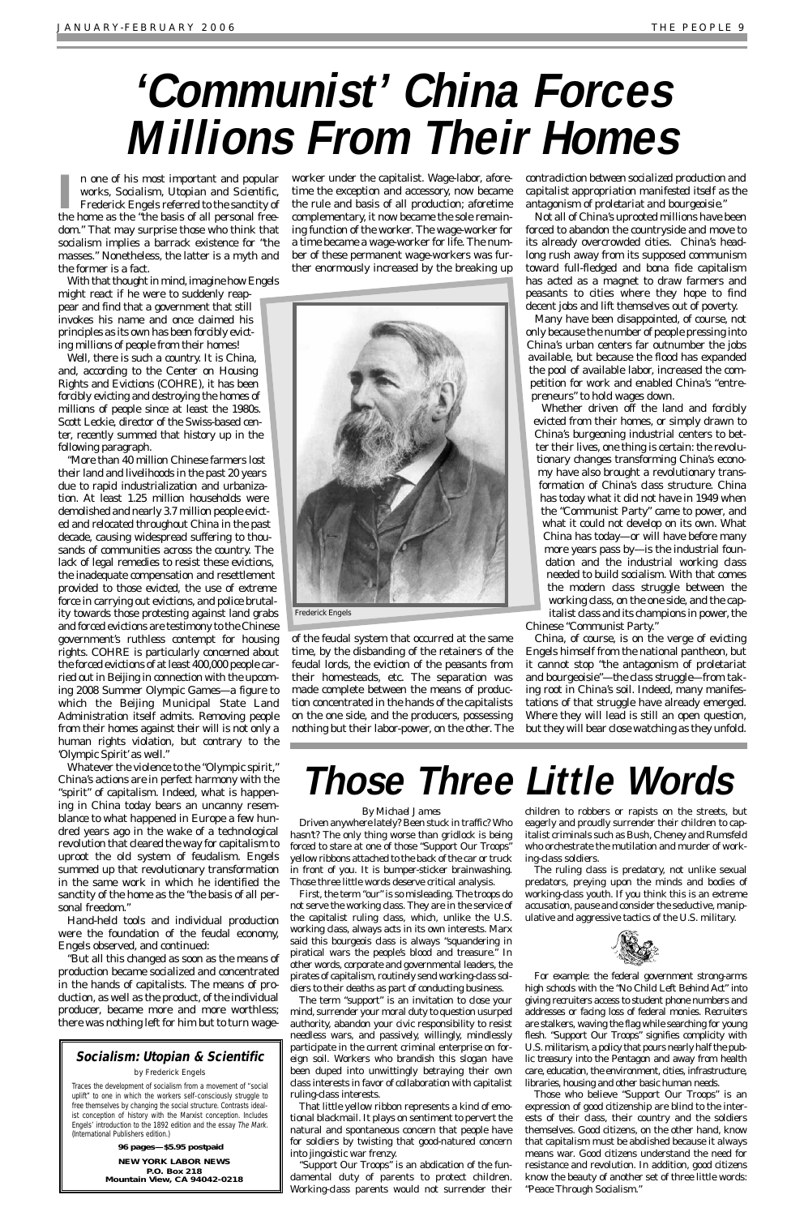# 'Communist' China Forces Millions From Their Homes

In one of his most important and popular works, Socialism, Utopian and Scientific, Frederick Engels referred to the sanctity of the home as the "the basis of all personal freedom." That may surprise those who think that socialism implies a barrack existence for "the masses." Nonetheless, the latter is a myth and the former is a fact.

With that thought in mind, imagine how Engels might react if he were to suddenly reappear and find that a government that still invokes his name and once claimed his principles as its own has been forcibly evicting millions of people from their homes!

Well, there is such a country. It is China, and, according to the Center on Housing Rights and Evictions (COHRE), it has been forcibly evicting and destroying the homes of millions of people since at least the 1980s. Scott Leckie, director of the Swiss-based center, recently summed that history up in the following paragraph.

"More than 40 million Chinese farmers lost their land and livelihoods in the past 20 years due to rapid industrialization and urbanization. At least 1.25 million households were demolished and nearly 3.7 million people evicted and relocated throughout China in the past decade, causing widespread suffering to thousands of communities across the country. The lack of legal remedies to resist these evictions, the inadequate compensation and resettlement provided to those evicted, the use of extreme force in carrying out evictions, and police brutality towards those protesting against land grabs and forced evictions are testimony to the Chinese government's ruthless contempt for housing rights. COHRE is particularly concerned about the forced evictions of at least 400,000 people carried out in Beijing in connection with the upcoming 2008 Summer Olympic Games—a figure to which the Beijing Municipal State Land Administration itself admits. Removing people from their homes against their will is not only a human rights violation, but contrary to the 'Olympic Spirit' as well."

Whatever the violence to the "Olympic spirit," China's actions are in perfect harmony with the "spirit" of capitalism. Indeed, what is happening in China today bears an uncanny resemblance to what happened in Europe a few hundred years ago in the wake of a technological revolution that cleared the way for capitalism to uproot the old system of feudalism. Engels summed up that revolutionary transformation in the same work in which he identified the sanctity of the home as the "basis of all personal freedom."

Hand-held tools and individual production were the foundation of the feudal economy, Engels observed, and continued:

"But all this changed as soon as the means of production became socialized and concentrated in the hands of capitalists. The means of production, as well as the product, of the individual producer, became more and more worthless; there was nothing left for him but to turn wage-worker under the capitalist. Wage-labor, aforetime the exception and accessory, now became the rule and basis of all production; aforetime complementary, it now became the sole remaining function of the worker. The wage-worker for a time became a wage-worker for life. The number of these permanent wage-workers was further enormously increased by the breaking up of the feudal system that occurred at the same time, by the disbanding of the retainers of the feudal lords, the eviction of the peasants from their homesteads, etc. The separation was made complete between the means of production concentrated in the hands of the capitalists on the one side, and the producers, possessing nothing but their labor-power, on the other. The contradiction between socialized production and capitalist appropriation manifested itself as the antagonism of proletariat and bourgeoisie."

Frederick Engels

Not all of China's uprooted millions have been forced to abandon the countryside and move to its already overcrowded cities. China's headlong rush away from its supposed communism toward full-fledged and bona fide capitalism has acted as a magnet to draw farmers and peasants to cities where they hope to find decent jobs and lift themselves out of poverty.

Many have been disappointed, of course, not only because the number of people pressing into China's urban centers far outnumber the jobs available, but because the flood has expanded the pool of available labor, increased the competition for work and enabled China's "entrepreneurs" to hold wages down.

Whether driven off the land and forcibly evicted from their homes, or simply drawn to China's burgeoning industrial centers to better their lives, one thing is certain: the revolutionary changes transforming China's economy have also brought a revolutionary transformation of China's class structure. China has today what it did not have in 1949 when the "Communist Party" came to power, and what it could not develop on its own. What China has today—or will have before many more years pass by—is the industrial foundation and the industrial working class needed to build socialism. With that comes the modern class struggle between the working class, on the one side, and the capitalist class and its champions in power, the Chinese "Communist Party."

China, of course, is on the verge of evicting Engels himself from the national pantheon, but it cannot stop "the antagonism of proletariat and bourgeoisie"—the class struggle—from taking root in China's soil. Indeed, many manifestations of that struggle have already emerged. Where they will lead is still an open question, but they will bear close watching as they unfold.

### Socialism: Utopian & Scientific

by Frederick Engels

Traces the development of socialism from a movement of "social uplift" to one in which the workers self-consciously struggle to free themselves by changing the social structure. Contrasts idealist conception of history with the Marxist conception. Includes Engels' introduction to the 1892 edition and the essay *The Mark*. (International Publishers edition.)

**96 pages—$5.95 postpaid**

**NEW YORK LABOR NEWS
P.O. Box 218
Mountain View, CA 94042-0218**

# Those Three Little Words

By Michael James

Driven anywhere lately? Been stuck in traffic? Who hasn't? The only thing worse than gridlock is being forced to stare at one of those "Support Our Troops" yellow ribbons attached to the back of the car or truck in front of you. It is bumper-sticker brainwashing. Those three little words deserve critical analysis.

First, the term "our" is so misleading. The troops do not serve the working class. They are in the service of the capitalist ruling class, which, unlike the U.S. working class, always acts in its own interests. Marx said this bourgeois class is always "squandering in piratical wars the people's blood and treasure." In other words, corporate and governmental leaders, the pirates of capitalism, routinely send working-class soldiers to their deaths as part of conducting business.

The term "support" is an invitation to close your mind, surrender your moral duty to question usurped authority, abandon your civic responsibility to resist needless wars, and passively, willingly, mindlessly participate in the current criminal enterprise on foreign soil. Workers who brandish this slogan have been duped into unwittingly betraying their own class interests in favor of collaboration with capitalist ruling-class interests.

That little yellow ribbon represents a kind of emotional blackmail. It plays on sentiment to pervert the natural and spontaneous concern that people have for soldiers by twisting that good-natured concern into jingoistic war frenzy.

"Support Our Troops" is an abdication of the fundamental duty of parents to protect children. Working-class parents would not surrender their children to robbers or rapists on the streets, but eagerly and proudly surrender their children to capitalist criminals such as Bush, Cheney and Rumsfeld who orchestrate the mutilation and murder of working-class soldiers.

The ruling class is predatory, not unlike sexual predators, preying upon the minds and bodies of working-class youth. If you think this is an extreme accusation, pause and consider the seductive, manipulative and aggressive tactics of the U.S. military.

For example: the federal government strong-arms high schools with the "No Child Left Behind Act" into giving recruiters access to student phone numbers and addresses or facing loss of federal monies. Recruiters are stalkers, waving the flag while searching for young flesh. "Support Our Troops" signifies complicity with U.S. militarism, a policy that pours nearly half the public treasury into the Pentagon and away from health care, education, the environment, cities, infrastructure, libraries, housing and other basic human needs.

Those who believe "Support Our Troops" is an expression of good citizenship are blind to the interests of their class, their country and the soldiers themselves. Good citizens, on the other hand, know that capitalism must be abolished because it always means war. Good citizens understand the need for resistance and revolution. In addition, good citizens know the beauty of another set of three little words: "Peace Through Socialism."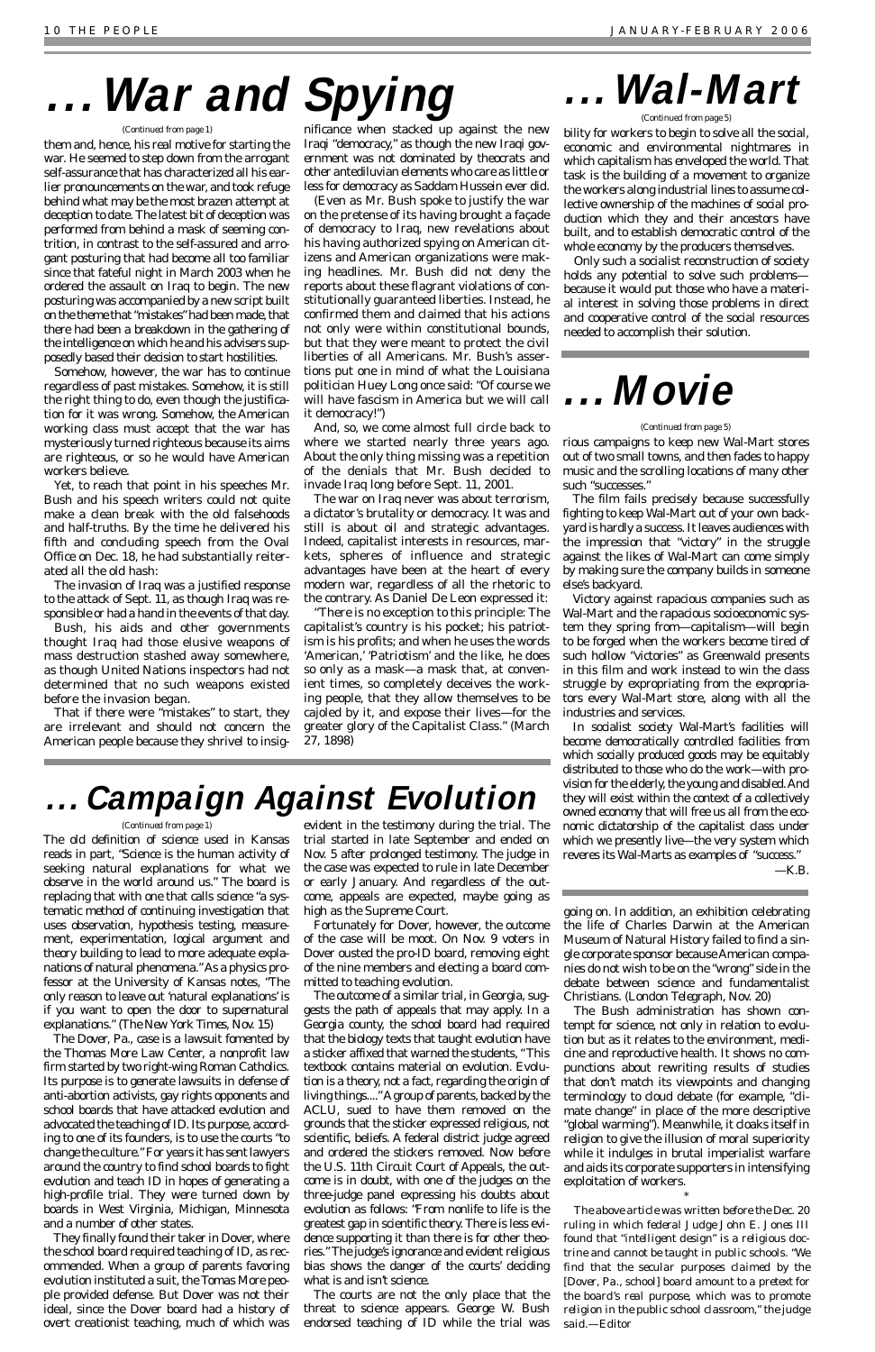# . . . War and Spying

(Continued from page 1)

them and, hence, his real motive for starting the war. He seemed to step down from the arrogant self-assurance that has characterized all his earlier pronouncements on the war, and took refuge behind what may be the most brazen attempt at deception to date. The latest bit of deception was performed from behind a mask of seeming contrition, in contrast to the self-assured and arrogant posturing that had become all too familiar since that fateful night in March 2003 when he ordered the assault on Iraq to begin. The new posturing was accompanied by a new script built on the theme that "mistakes" had been made, that there had been a breakdown in the gathering of the intelligence on which he and his advisers supposedly based their decision to start hostilities.

Somehow, however, the war has to continue regardless of past mistakes. Somehow, it is still the right thing to do, even though the justification for it was wrong. Somehow, the American working class must accept that the war has mysteriously turned righteous because its aims are righteous, or so he would have American workers believe.

Yet, to reach that point in his speeches Mr. Bush and his speech writers could not quite make a clean break with the old falsehoods and half-truths. By the time he delivered his fifth and concluding speech from the Oval Office on Dec. 18, he had substantially reiterated all the old hash:

The invasion of Iraq was a justified response to the attack of Sept. 11, as though Iraq was responsible or had a hand in the events of that day.

Bush, his aids and other governments thought Iraq had those elusive weapons of mass destruction stashed away somewhere, as though United Nations inspectors had not determined that no such weapons existed before the invasion began.

That if there were "mistakes" to start, they are irrelevant and should not concern the American people because they shrivel to insignificance when stacked up against the new Iraqi "democracy," as though the new Iraqi government was not dominated by theocrats and other antediluvian elements who care as little or less for democracy as Saddam Hussein ever did.

(Even as Mr. Bush spoke to justify the war on the pretense of its having brought a façade of democracy to Iraq, new revelations about his having authorized spying on American citizens and American organizations were making headlines. Mr. Bush did not deny the reports about these flagrant violations of constitutionally guaranteed liberties. Instead, he confirmed them and claimed that his actions not only were within constitutional bounds, but that they were meant to protect the civil liberties of all Americans. Mr. Bush's assertions put one in mind of what the Louisiana politician Huey Long once said: "Of course we will have fascism in America but we will call it democracy!")

And, so, we come almost full circle back to where we started nearly three years ago. About the only thing missing was a repetition of the denials that Mr. Bush decided to invade Iraq long before Sept. 11, 2001.

The war on Iraq never was about terrorism, a dictator's brutality or democracy. It was and still is about oil and strategic advantages. Indeed, capitalist interests in resources, markets, spheres of influence and strategic advantages have been at the heart of every modern war, regardless of all the rhetoric to the contrary. As Daniel De Leon expressed it:

"There is no exception to this principle: The capitalist's country is his pocket; his patriotism is his profits; and when he uses the words 'American,' 'Patriotism' and the like, he does so only as a mask—a mask that, at convenient times, so completely deceives the working people, that they allow themselves to be cajoled by it, and expose their lives—for the greater glory of the Capitalist Class." (March 27, 1898)

# . . . Wal-Mart

(Continued from page 5)

bility for workers to begin to solve all the social, economic and environmental nightmares in which capitalism has enveloped the world. That task is the building of a movement to organize the workers along industrial lines to assume collective ownership of the machines of social production which they and their ancestors have built, and to establish democratic control of the whole economy by the producers themselves.

Only such a socialist reconstruction of society holds any potential to solve such problems—because it would put those who have a material interest in solving those problems in direct and cooperative control of the social resources needed to accomplish their solution.

# . . . Movie

(Continued from page 5)

rious campaigns to keep new Wal-Mart stores out of two small towns, and then fades to happy music and the scrolling locations of many other such "successes."

The film fails precisely because successfully fighting to keep Wal-Mart out of your own backyard is hardly a success. It leaves audiences with the impression that "victory" in the struggle against the likes of Wal-Mart can come simply by making sure the company builds in someone else's backyard.

Victory against rapacious companies such as Wal-Mart and the rapacious socioeconomic system they spring from—capitalism—will begin to be forged when the workers become tired of such hollow "victories" as Greenwald presents in this film and work instead to win the class struggle by expropriating from the expropriators every Wal-Mart store, along with all the industries and services.

In socialist society Wal-Mart's facilities will become democratically controlled facilities from which socially produced goods may be equitably distributed to those who do the work—with provision for the elderly, the young and disabled. And they will exist within the context of a collectively owned economy that will free us all from the economic dictatorship of the capitalist class under which we presently live—the very system which reveres its Wal-Marts as examples of "success."

—K.B.

# . . . Campaign Against Evolution

(Continued from page 1)

The old definition of science used in Kansas reads in part, "Science is the human activity of seeking natural explanations for what we observe in the world around us." The board is replacing that with one that calls science "a systematic method of continuing investigation that uses observation, hypothesis testing, measurement, experimentation, logical argument and theory building to lead to more adequate explanations of natural phenomena." As a physics professor at the University of Kansas notes, "The only reason to leave out 'natural explanations' is if you want to open the door to supernatural explanations." (*The New York Times*, Nov. 15)

The Dover, Pa., case is a lawsuit fomented by the Thomas More Law Center, a nonprofit law firm started by two right-wing Roman Catholics. Its purpose is to generate lawsuits in defense of anti-abortion activists, gay rights opponents and school boards that have attacked evolution and advocated the teaching of ID. Its purpose, according to one of its founders, is to use the courts "to change the culture." For years it has sent lawyers around the country to find school boards to fight evolution and teach ID in hopes of generating a high-profile trial. They were turned down by boards in West Virginia, Michigan, Minnesota and a number of other states.

They finally found their taker in Dover, where the school board required teaching of ID, as recommended. When a group of parents favoring evolution instituted a suit, the Tomas More people provided defense. But Dover was not their ideal, since the Dover board had a history of overt creationist teaching, much of which was evident in the testimony during the trial. The trial started in late September and ended on Nov. 5 after prolonged testimony. The judge in the case was expected to rule in late December or early January. And regardless of the outcome, appeals are expected, maybe going as high as the Supreme Court.

Fortunately for Dover, however, the outcome of the case will be moot. On Nov. 9 voters in Dover ousted the pro-ID board, removing eight of the nine members and electing a board committed to teaching evolution.

The outcome of a similar trial, in Georgia, suggests the path of appeals that may apply. In a Georgia county, the school board had required that the biology texts that taught evolution have a sticker affixed that warned the students, "This textbook contains material on evolution. Evolution is a theory, not a fact, regarding the origin of living things...." A group of parents, backed by the ACLU, sued to have them removed on the grounds that the sticker expressed religious, not scientific, beliefs. A federal district judge agreed and ordered the stickers removed. Now before the U.S. 11th Circuit Court of Appeals, the outcome is in doubt, with one of the judges on the three-judge panel expressing his doubts about evolution as follows: "From nonlife to life is the greatest gap in scientific theory. There is less evidence supporting it than there is for other theories." The judge's ignorance and evident religious bias shows the danger of the courts' deciding what is and isn't science.

The courts are not the only place that the threat to science appears. George W. Bush endorsed teaching of ID while the trial was going on. In addition, an exhibition celebrating the life of Charles Darwin at the American Museum of Natural History failed to find a single corporate sponsor because American companies do not wish to be on the "wrong" side in the debate between science and fundamentalist Christians. (*London Telegraph*, Nov. 20)

The Bush administration has shown contempt for science, not only in relation to evolution but as it relates to the environment, medicine and reproductive health. It shows no compunctions about rewriting results of studies that don't match its viewpoints and changing terminology to cloud debate (for example, "climate change" in place of the more descriptive "global warming"). Meanwhile, it cloaks itself in religion to give the illusion of moral superiority while it indulges in brutal imperialist warfare and aids its corporate supporters in intensifying exploitation of workers.

*

*The above article was written before the Dec. 20 ruling in which federal Judge John E. Jones III found that "intelligent design" is a religious doctrine and cannot be taught in public schools. "We find that the secular purposes claimed by the [Dover, Pa., school] board amount to a pretext for the board's real purpose, which was to promote religion in the public school classroom," the judge said.—Editor*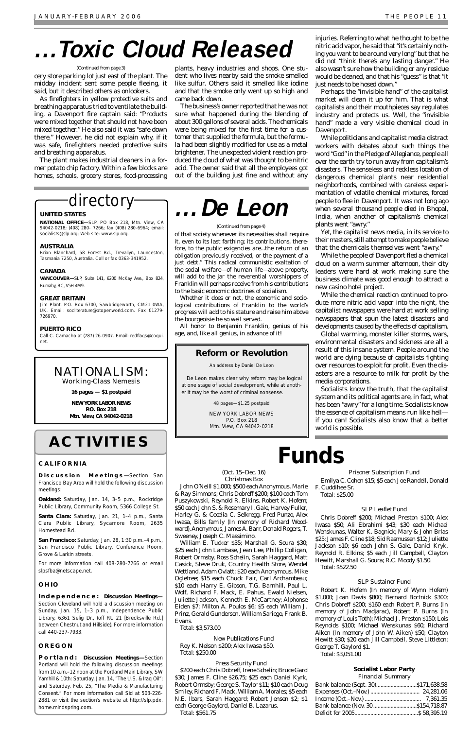# ...Toxic Cloud Released

(Continued from page 3)

cery store parking lot just east of the plant. The midday incident sent some people fleeing, it said, but it described others as onlookers.

As firefighters in yellow protective suits and breathing apparatus tried to ventilate the building, a Davenport fire captain said: "Products were mixed together that should not have been mixed together." He also said it was "safe down there." However, he did not explain why, if it was safe, firefighters needed protective suits and breathing apparatus.

The plant makes industrial cleaners in a former potato chip factory. Within a few blocks are homes, schools, grocery stores, food-processing plants, heavy industries and shops. One student who lives nearby said the smoke smelled like sulfur. Others said it smelled like iodine and that the smoke only went up so high and came back down.

The business's owner reported that he was not sure what happened during the blending of about 300 gallons of several acids. The chemicals were being mixed for the first time for a customer that supplied the formula, but the formula had been slightly modified for use as a metal brightener. The unexpected violent reaction produced the cloud of what was thought to be nitric acid. The owner said that all the employees got out of the building just fine and without any injuries. Referring to what he thought to be the nitric acid vapor, he said that "it's certainly nothing you want to be around very long" but that he did not "think there's any lasting danger." He also wasn't sure how the building or any residue would be cleaned, and that his "guess" is that "it just needs to be hosed down."

Perhaps the "invisible hand" of the capitalist market will clean it up for him. That is what capitalists and their mouthpieces say regulates industry and protects us. Well, the "invisible hand" made a very visible chemical cloud in Davenport.

While politicians and capitalist media distract workers with debates about such things the word "God" in the Pledge of Allegiance, people all over the earth try to run away from capitalism's disasters. The senseless and reckless location of dangerous chemical plants near residential neighborhoods, combined with careless experimentation of volatile chemical mixtures, forced people to flee in Davenport. It was not long ago when several thousand people died in Bhopal, India, when another of capitalism's chemical plants went "awry."

Yet, the capitalist news media, in its service to their masters, still attempt to make people believe that the chemicals themselves went "awry."

While the people of Davenport fled a chemical cloud on a warm summer afternoon, their city leaders were hard at work making sure the business climate was good enough to attract a new casino hotel project.

While the chemical reaction continued to produce more nitric acid vapor into the night, the capitalist newspapers were hard at work selling newspapers that spun the latest disasters and developments caused by the effects of capitalism.

Global warming, monster killer storms, wars, environmental disasters and sickness are all a result of this insane system. People around the world are dying because of capitalists fighting over resources to exploit for profit. Even the disasters are a resource to milk for profit by the media corporations.

Socialists know the truth, that the capitalist system and its political agents are, in fact, what has been "awry" for a long time. Socialists know the essence of capitalism means run like hell—if you can! Socialists also know that a better world is possible.

## directory

**UNITED STATES**

**NATIONAL OFFICE—**SLP, PO Box 218, Mtn. View, CA 94042-0218; (408) 280- 7266; fax (408) 280-6964; email: socialists@slp.org; Web site: www.slp.org.

**AUSTRALIA**

Brian Blanchard, 58 Forest Rd., Trevallyn, Launceston, Tasmania 7250, Australia. Call or fax 0363-341952.

**CANADA**

**VANCOUVER—**SLP, Suite 141, 6200 McKay Ave., Box 824, Burnaby, BC, V5H 4M9.

**GREAT BRITAIN**

Jim Plant, P.O. Box 6700, Sawbridgeworth, CM21 0WA, UK. Email: socliterature@btopenworld.com. Fax 01279-726970.

**PUERTO RICO**

Call C. Camacho at (787) 26-0907. Email: redflags@coqui.net.

## ...De Leon

(Continued from page 4)

of that society whenever its necessities shall require it, even to its last farthing; its contributions, therefore, to the public exigencies are...the return of an obligation previously received, or the payment of a just debt." This radical communistic exaltation of the social welfare—of human life—above property, will add to the jar the reverential worshippers of Franklin will perhaps receive from his contributions to the basic economic doctrines of socialism.

Whether it does or not, the economic and sociological contributions of Franklin to the world's progress will add to his stature and raise him above the bourgeoisie he so well served.

All honor to Benjamin Franklin, genius of his age, and, like all genius, in advance of it!

**NATIONALISM:**
*Working-Class Nemesis*

**16 pages — $1 postpaid**

**NEW YORK LABOR NEWS**
**P.O. Box 218**
**Mtn. View, CA 94042-0218**

**Reform or Revolution**

An address by Daniel De Leon

De Leon makes clear why reform may be logical at one stage of social development, while at another it may be the worst of criminal nonsense.

48 pages—$1.25 postpaid

NEW YORK LABOR NEWS
P.O. Box 218
Mtn. View, CA 94042-0218

## ACTIVITIES

**CALIFORNIA**

**Discussion Meetings—**Section San Francisco Bay Area will hold the following discussion meetings:

**Oakland:** Saturday, Jan. 14, 3–5 p.m., Rockridge Public Library, Community Room, 5366 College St.

**Santa Clara:** Saturday, Jan. 21, 1–4 p.m., Santa Clara Public Library, Sycamore Room, 2635 Homestead Rd.

**San Francisco:** Saturday, Jan. 28, 1:30 p.m.–4 p.m., San Francisco Public Library, Conference Room, Grove & Larkin streets.

For more information call 408-280-7266 or email slpsfba@netscape.net.

**OHIO**

**Independence: Discussion Meetings—**Section Cleveland will hold a discussion meeting on Sunday, Jan. 15, 1–3 p.m., Independence Public Library, 6361 Selig Dr., (off Rt. 21 [Brecksville Rd.] between Chestnut and Hillside). For more information call 440-237-7933.

**OREGON**

**Portland: Discussion Meetings—**Section Portland will hold the following discussion meetings from 10 a.m.–12 noon at the Portland Main Library, SW Yamhill & 10th: Saturday, Jan. 14, "The U.S. & Iraq Oil"; and Saturday, Feb. 25, "The Media & Manufacturing Consent." For more information call Sid at 503-226-2881 or visit the section's website at http://slp.pdx.home.mindspring.com.

# Funds

(Oct. 15–Dec. 16)

*Christmas Box*

John O'Neill $1,000; $500 each Anonymous, Marie & Ray Simmons; Chris Dobreff $200; $100 each Tom Puszykowski, Reynold R. Elkins, Robert K. Hofem; $50 each John S. & Rosemary I. Gale, Harvey Fuller, Harley G. & Cecelia C. Selkregg, Fred Punzo, Alex Iwasa, Bills family (In memory of Richard Woodward), Anonymous, James A. Barr, Donald Rogers, T. Sweeney, Joseph C. Massimino.

William E. Tucker $35; Marshall G. Soura $30; $25 each John Lambase, Jean Lee, Phillip Colligan, Robert Ormsby, Ross Schelin, Sarah Haggard, Matt Casick, Steve Druk, Country Health Store, Wendel Wettland, Adam Oviatt; $20 each Anonymous, Mike Ogletree; $15 each Chuck Fair, Carl Archambeau; $10 each Harry E. Gibson, T.G. Barnhill, Paul L. Wolf, Richard F. Mack, E. Pahus, Ewald Nielsen, Juliette Jackson, Kenneth E. McCartney; Alphonse Eiden $7; Milton A. Poulos $6; $5 each William J. Prinz, Gerald Gunderson, William Sariego, Frank B. Evans.

Total: $3,573.00

*New Publications Fund*

Roy K. Nelson $200; Alex Iwasa $50.

Total: $250.00

*Press Security Fund*

$200 each Chris Dobreff, Irene Schelin; Bruce Gard $30; James F. Cline $26.75; $25 each Daniel Kyrk, Robert Ormsby; George S. Taylor $11; $10 each Doug Smiley, Richard F. Mack, William A. Morales; $5 each N.E. Ibars, Sarah Haggard; Robert Jensen $2; $1 each George Gaylord, Daniel B. Lazarus.

Total: $561.75

*Prisoner Subscription Fund*

Emilya C. Cohen $15; $5 each Joe Randell, Donald F. Cuddihee Sr.

Total: $25.00

*SLP Leaflet Fund*

Chris Dobreff $200; Michael Preston $100; Alex Iwasa $50; Ali Ebrahimi $43; $30 each Michael Wenskunas, Walter K. Bagnick; Mary & John Brlas $25; James F. Cline $18; Sid Rasmussen $12; Juliette Jackson $10; $6 each John S. Gale, Daniel Kryk, Reynold R. Elkins; $5 each Jill Campbell, Clayton Hewitt, Marshall G. Soura; R.C. Moody $1.50.

Total: $522.50

*SLP Sustainer Fund*

Robert K. Hofem (In memory of Wynn Hofem) $1,000; Joan Davis $800; Bernard Bortnick $300; Chris Dobreff $200; $160 each Robert P. Burns (In memory of John Madjarac), Robert P. Burns (In memory of Louis Toth); Michael J. Preston $150; Lois Reynolds $100; Michael Wenskunas $60; Richard Aiken (In memory of John W. Aiken) $50; Clayton Hewitt $30; $20 each Jill Campbell, Steve Littleton; George T. Gaylord $1.

Total: $3,051.00

**Socialist Labor Party**
*Financial Summary*

| | |
|---|---|
| Bank balance (Sept. 30) | $171,638.58 |
| Expenses (Oct.–Nov.) | 24,281.06 |
| Income (Oct.–Nov.) | 7,361.35 |
| Bank balance (Nov. 30 | $154,718.87 |
| Deficit for 2005 | $ 58,395.19 |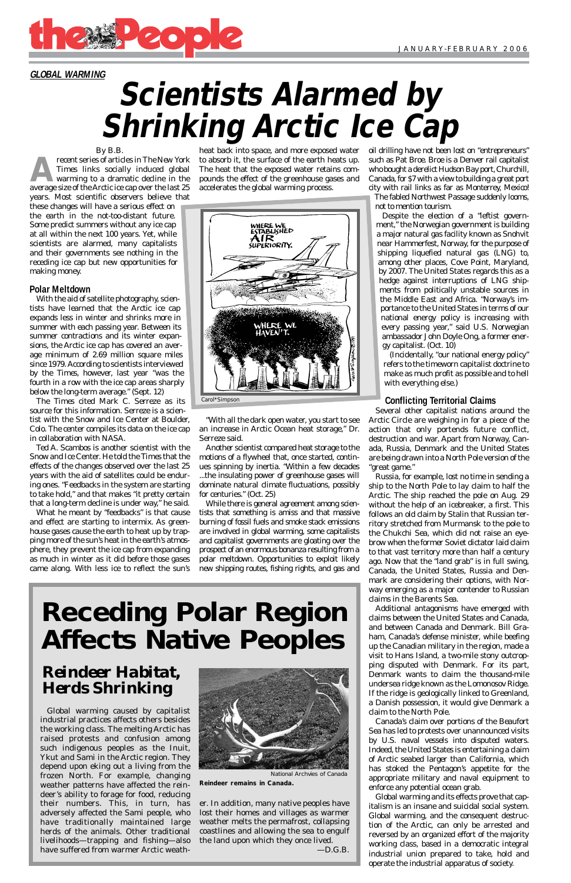GLOBAL WARMING

# Scientists Alarmed by Shrinking Arctic Ice Cap

By B.B.

A recent series of articles in The New York Times links socially induced global warming to a dramatic decline in the average size of the Arctic ice cap over the last 25 years. Most scientific observers believe that these changes will have a serious effect on the earth in the not-too-distant future. Some predict summers without any ice cap at all within the next 100 years. Yet, while scientists are alarmed, many capitalists and their governments see nothing in the receding ice cap but new opportunities for making money.

## Polar Meltdown

With the aid of satellite photography, scientists have learned that the Arctic ice cap expands less in winter and shrinks more in summer with each passing year. Between its summer contractions and its winter expansions, the Arctic ice cap has covered an average minimum of 2.69 million square miles since 1979. According to scientists interviewed by the Times, however, last year "was the fourth in a row with the ice cap areas sharply below the long-term average." (Sept. 12)

The Times cited Mark C. Serreze as its source for this information. Serreze is a scientist with the Snow and Ice Center at Boulder, Colo. The center compiles its data on the ice cap in collaboration with NASA.

Ted A. Scambos is another scientist with the Snow and Ice Center. He told the Times that the effects of the changes observed over the last 25 years with the aid of satellites could be enduring ones. "Feedbacks in the system are starting to take hold," and that makes "it pretty certain that a long-term decline is under way," he said.

What he meant by "feedbacks" is that cause and effect are starting to intermix. As greenhouse gases cause the earth to heat up by trapping more of the sun's heat in the earth's atmosphere, they prevent the ice cap from expanding as much in winter as it did before those gases came along. With less ice to reflect the sun's heat back into space, and more exposed water to absorb it, the surface of the earth heats up. The heat that the exposed water retains compounds the effect of the greenhouse gases and accelerates the global warming process.

Carol*Simpson

"With all the dark open water, you start to see an increase in Arctic Ocean heat storage," Dr. Serreze said.

Another scientist compared heat storage to the motions of a flywheel that, once started, continues spinning by inertia. "Within a few decades ...the insulating power of greenhouse gases will dominate natural climate fluctuations, possibly for centuries." (Oct. 25)

While there is general agreement among scientists that something is amiss and that massive burning of fossil fuels and smoke stack emissions are involved in global warming, some capitalists and capitalist governments are gloating over the prospect of an enormous bonanza resulting from a polar meltdown. Opportunities to exploit likely new shipping routes, fishing rights, and gas and oil drilling have not been lost on "entrepreneurs" such as Pat Broe. Broe is a Denver rail capitalist who bought a derelict Hudson Bay port, Churchill, Canada, for $7 with a view to building a great port city with rail links as far as Monterrey, Mexico! The fabled Northwest Passage suddenly looms, not to mention tourism.

Despite the election of a "leftist government," the Norwegian government is building a major natural gas facility known as Snohvit near Hammerfest, Norway, for the purpose of shipping liquefied natural gas (LNG) to, among other places, Cove Point, Maryland, by 2007. The United States regards this as a hedge against interruptions of LNG shipments from politically unstable sources in the Middle East and Africa. "Norway's importance to the United States in terms of our national energy policy is increasing with every passing year," said U.S. Norwegian ambassador John Doyle Ong, a former energy capitalist. (Oct. 10)

(Incidentally, "our national energy policy" refers to the timeworn capitalist doctrine to make as much profit as possible and to hell with everything else.)

## Conflicting Territorial Claims

Several other capitalist nations around the Arctic Circle are weighing in for a piece of the action that only portends future conflict, destruction and war. Apart from Norway, Canada, Russia, Denmark and the United States are being drawn into a North Pole version of the "great game."

Russia, for example, lost no time in sending a ship to the North Pole to lay claim to half the Arctic. The ship reached the pole on Aug. 29 without the help of an icebreaker, a first. This follows an old claim by Stalin that Russian territory stretched from Murmansk to the pole to the Chukchi Sea, which did not raise an eyebrow when the former Soviet dictator laid claim to that vast territory more than half a century ago. Now that the "land grab" is in full swing, Canada, the United States, Russia and Denmark are considering their options, with Norway emerging as a major contender to Russian claims in the Barents Sea.

Additional antagonisms have emerged with claims between the United States and Canada, and between Canada and Denmark. Bill Graham, Canada's defense minister, while beefing up the Canadian military in the region, made a visit to Hans Island, a two-mile stony outcropping disputed with Denmark. For its part, Denmark wants to claim the thousand-mile undersea ridge known as the Lomonosov Ridge. If the ridge is geologically linked to Greenland, a Danish possession, it would give Denmark a claim to the North Pole.

Canada's claim over portions of the Beaufort Sea has led to protests over unannounced visits by U.S. naval vessels into disputed waters. Indeed, the United States is entertaining a claim of Arctic seabed larger than California, which has stoked the Pentagon's appetite for the appropriate military and naval equipment to enforce any potential ocean grab.

Global warming and its effects prove that capitalism is an insane and suicidal social system. Global warming, and the consequent destruction of the Arctic, can only be arrested and reversed by an organized effort of the majority working class, based in a democratic integral industrial union prepared to take, hold and operate the industrial apparatus of society.

# Receding Polar Region Affects Native Peoples

## Reindeer Habitat, Herds Shrinking

Global warming caused by capitalist industrial practices affects others besides the working class. The melting Arctic has raised protests and confusion among such indigenous peoples as the Inuit, Ykut and Sami in the Arctic region. They depend upon eking out a living from the frozen North. For example, changing weather patterns have affected the reindeer's ability to forage for food, reducing their numbers. This, in turn, has adversely affected the Sami people, who have traditionally maintained large herds of the animals. Other traditional livelihoods—trapping and fishing—also have suffered from warmer Arctic weather. In addition, many native peoples have lost their homes and villages as warmer weather melts the permafrost, collapsing coastlines and allowing the sea to engulf the land upon which they once lived.

—D.G.B.

National Archives of Canada

**Reindeer remains in Canada.**